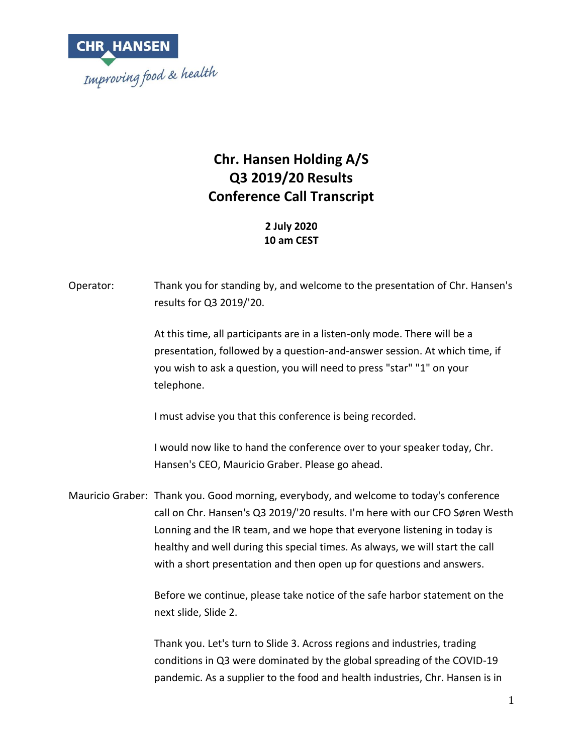CHR HANSEN

*Improving food & health*

# Chr. Hansen Holding A/S
# Q3 2019/20 Results
# Conference Call Transcript

**2 July 2020**
**10 am CEST**

Operator: Thank you for standing by, and welcome to the presentation of Chr. Hansen's results for Q3 2019/'20.

At this time, all participants are in a listen-only mode. There will be a presentation, followed by a question-and-answer session. At which time, if you wish to ask a question, you will need to press "star" "1" on your telephone.

I must advise you that this conference is being recorded.

I would now like to hand the conference over to your speaker today, Chr. Hansen's CEO, Mauricio Graber. Please go ahead.

Mauricio Graber: Thank you. Good morning, everybody, and welcome to today's conference call on Chr. Hansen's Q3 2019/'20 results. I'm here with our CFO Søren Westh Lonning and the IR team, and we hope that everyone listening in today is healthy and well during this special times. As always, we will start the call with a short presentation and then open up for questions and answers.

Before we continue, please take notice of the safe harbor statement on the next slide, Slide 2.

Thank you. Let's turn to Slide 3. Across regions and industries, trading conditions in Q3 were dominated by the global spreading of the COVID-19 pandemic. As a supplier to the food and health industries, Chr. Hansen is in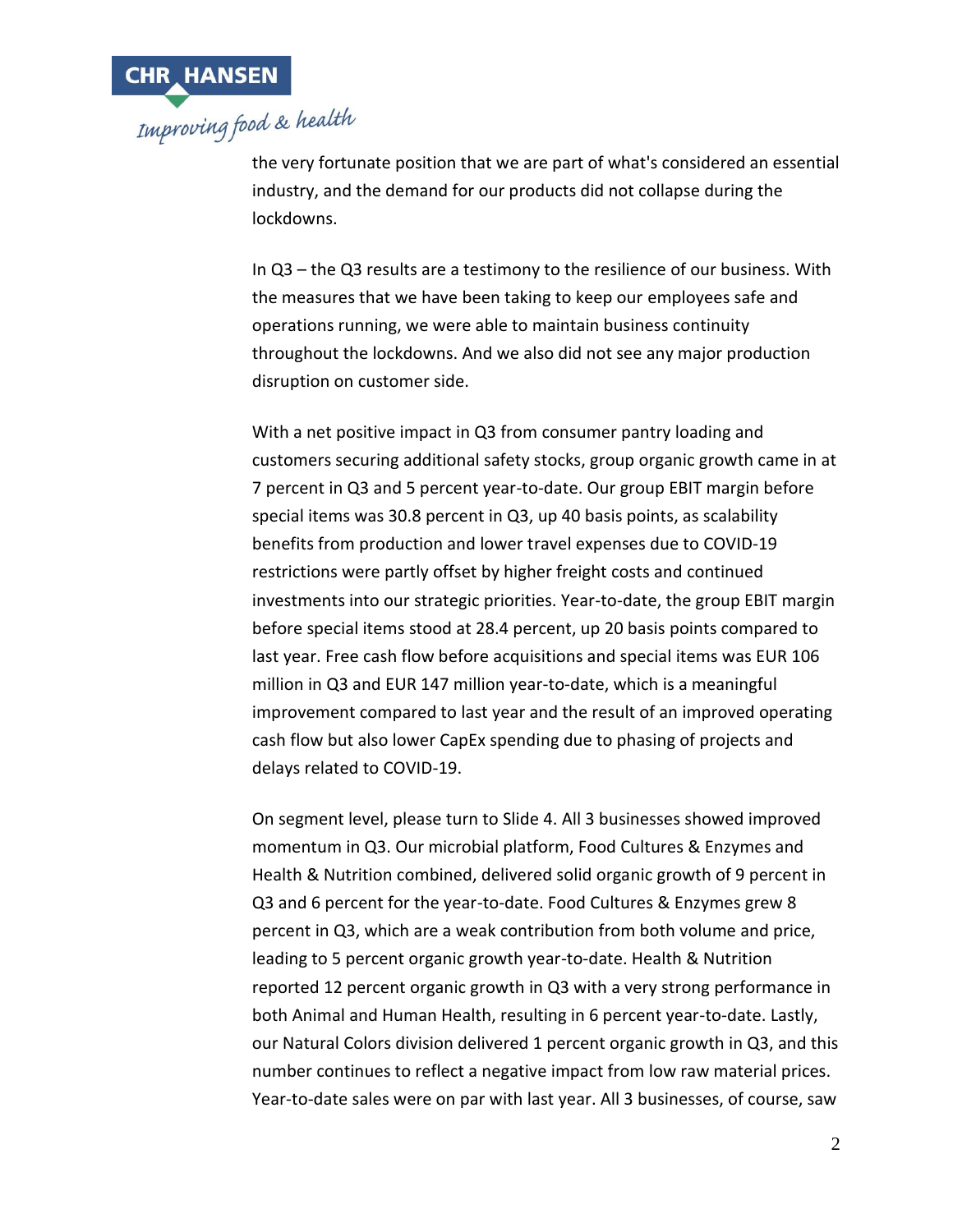the very fortunate position that we are part of what's considered an essential industry, and the demand for our products did not collapse during the lockdowns.

In Q3 – the Q3 results are a testimony to the resilience of our business. With the measures that we have been taking to keep our employees safe and operations running, we were able to maintain business continuity throughout the lockdowns. And we also did not see any major production disruption on customer side.

With a net positive impact in Q3 from consumer pantry loading and customers securing additional safety stocks, group organic growth came in at 7 percent in Q3 and 5 percent year-to-date. Our group EBIT margin before special items was 30.8 percent in Q3, up 40 basis points, as scalability benefits from production and lower travel expenses due to COVID-19 restrictions were partly offset by higher freight costs and continued investments into our strategic priorities. Year-to-date, the group EBIT margin before special items stood at 28.4 percent, up 20 basis points compared to last year. Free cash flow before acquisitions and special items was EUR 106 million in Q3 and EUR 147 million year-to-date, which is a meaningful improvement compared to last year and the result of an improved operating cash flow but also lower CapEx spending due to phasing of projects and delays related to COVID-19.

On segment level, please turn to Slide 4. All 3 businesses showed improved momentum in Q3. Our microbial platform, Food Cultures & Enzymes and Health & Nutrition combined, delivered solid organic growth of 9 percent in Q3 and 6 percent for the year-to-date. Food Cultures & Enzymes grew 8 percent in Q3, which are a weak contribution from both volume and price, leading to 5 percent organic growth year-to-date. Health & Nutrition reported 12 percent organic growth in Q3 with a very strong performance in both Animal and Human Health, resulting in 6 percent year-to-date. Lastly, our Natural Colors division delivered 1 percent organic growth in Q3, and this number continues to reflect a negative impact from low raw material prices. Year-to-date sales were on par with last year. All 3 businesses, of course, saw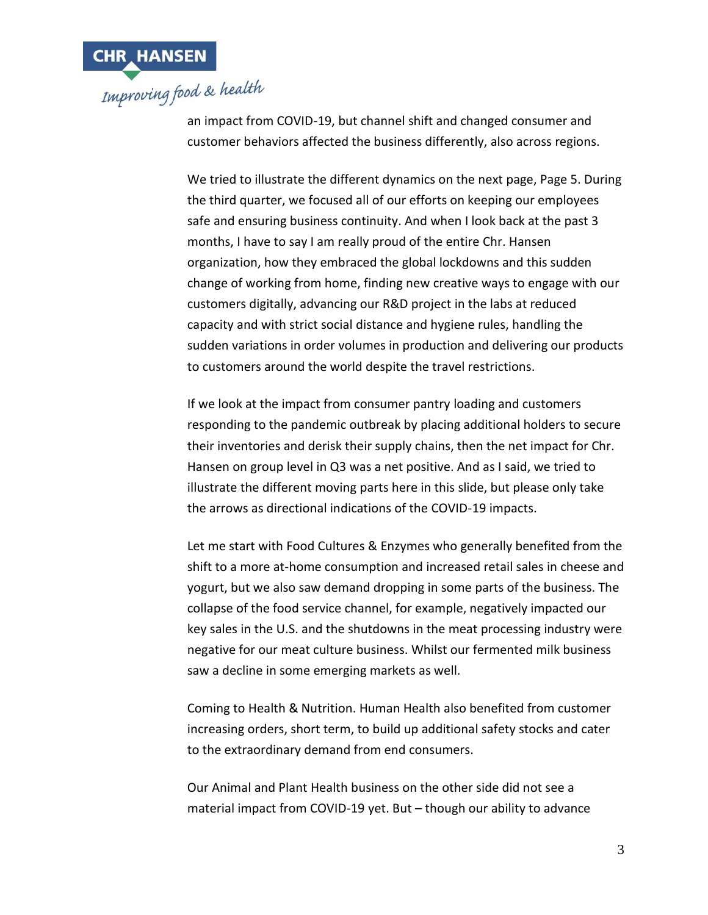an impact from COVID-19, but channel shift and changed consumer and customer behaviors affected the business differently, also across regions.

We tried to illustrate the different dynamics on the next page, Page 5. During the third quarter, we focused all of our efforts on keeping our employees safe and ensuring business continuity. And when I look back at the past 3 months, I have to say I am really proud of the entire Chr. Hansen organization, how they embraced the global lockdowns and this sudden change of working from home, finding new creative ways to engage with our customers digitally, advancing our R&D project in the labs at reduced capacity and with strict social distance and hygiene rules, handling the sudden variations in order volumes in production and delivering our products to customers around the world despite the travel restrictions.

If we look at the impact from consumer pantry loading and customers responding to the pandemic outbreak by placing additional holders to secure their inventories and derisk their supply chains, then the net impact for Chr. Hansen on group level in Q3 was a net positive. And as I said, we tried to illustrate the different moving parts here in this slide, but please only take the arrows as directional indications of the COVID-19 impacts.

Let me start with Food Cultures & Enzymes who generally benefited from the shift to a more at-home consumption and increased retail sales in cheese and yogurt, but we also saw demand dropping in some parts of the business. The collapse of the food service channel, for example, negatively impacted our key sales in the U.S. and the shutdowns in the meat processing industry were negative for our meat culture business. Whilst our fermented milk business saw a decline in some emerging markets as well.

Coming to Health & Nutrition. Human Health also benefited from customer increasing orders, short term, to build up additional safety stocks and cater to the extraordinary demand from end consumers.

Our Animal and Plant Health business on the other side did not see a material impact from COVID-19 yet. But – though our ability to advance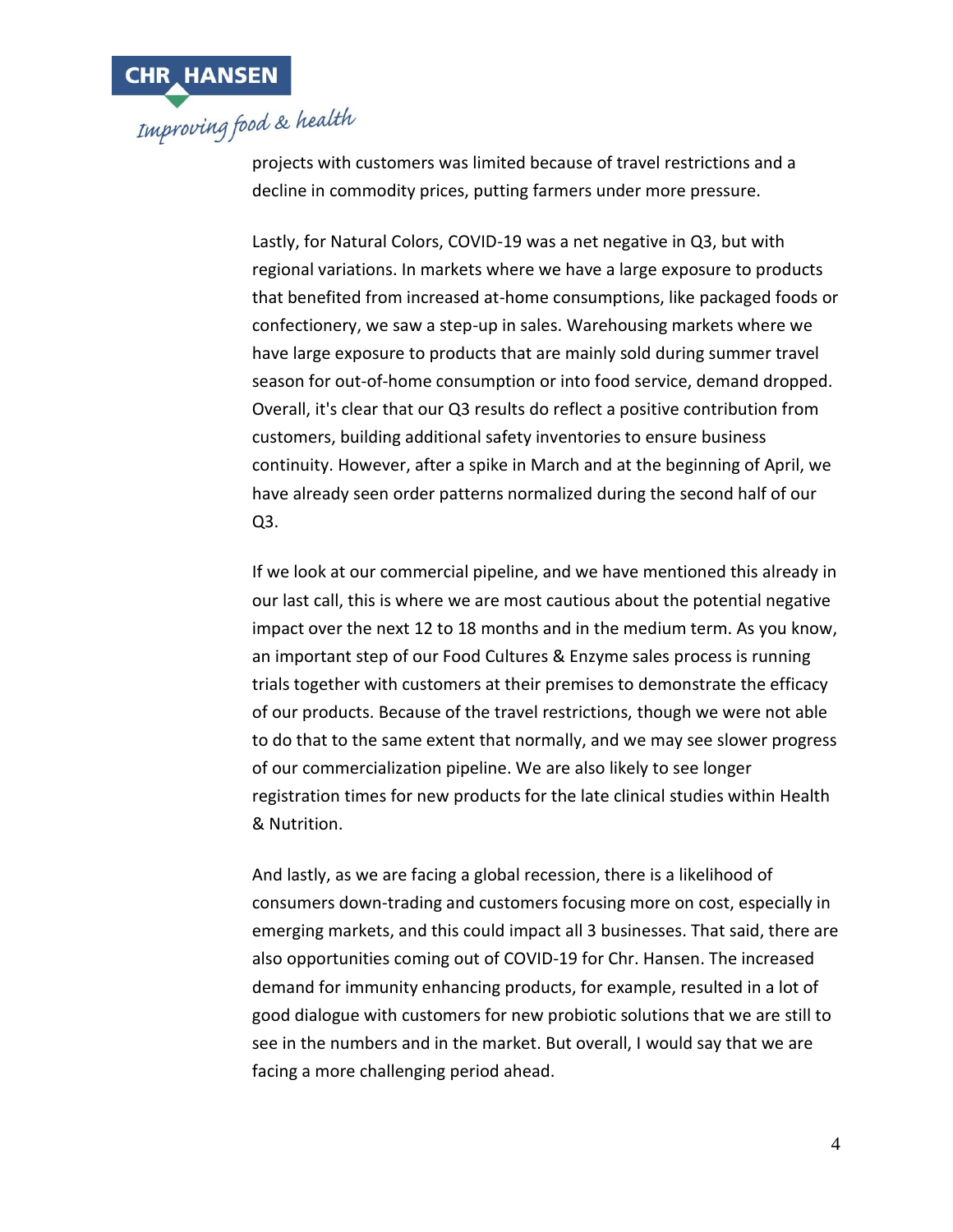projects with customers was limited because of travel restrictions and a decline in commodity prices, putting farmers under more pressure.

Lastly, for Natural Colors, COVID-19 was a net negative in Q3, but with regional variations. In markets where we have a large exposure to products that benefited from increased at-home consumptions, like packaged foods or confectionery, we saw a step-up in sales. Warehousing markets where we have large exposure to products that are mainly sold during summer travel season for out-of-home consumption or into food service, demand dropped. Overall, it's clear that our Q3 results do reflect a positive contribution from customers, building additional safety inventories to ensure business continuity. However, after a spike in March and at the beginning of April, we have already seen order patterns normalized during the second half of our Q3.

If we look at our commercial pipeline, and we have mentioned this already in our last call, this is where we are most cautious about the potential negative impact over the next 12 to 18 months and in the medium term. As you know, an important step of our Food Cultures & Enzyme sales process is running trials together with customers at their premises to demonstrate the efficacy of our products. Because of the travel restrictions, though we were not able to do that to the same extent that normally, and we may see slower progress of our commercialization pipeline. We are also likely to see longer registration times for new products for the late clinical studies within Health & Nutrition.

And lastly, as we are facing a global recession, there is a likelihood of consumers down-trading and customers focusing more on cost, especially in emerging markets, and this could impact all 3 businesses. That said, there are also opportunities coming out of COVID-19 for Chr. Hansen. The increased demand for immunity enhancing products, for example, resulted in a lot of good dialogue with customers for new probiotic solutions that we are still to see in the numbers and in the market. But overall, I would say that we are facing a more challenging period ahead.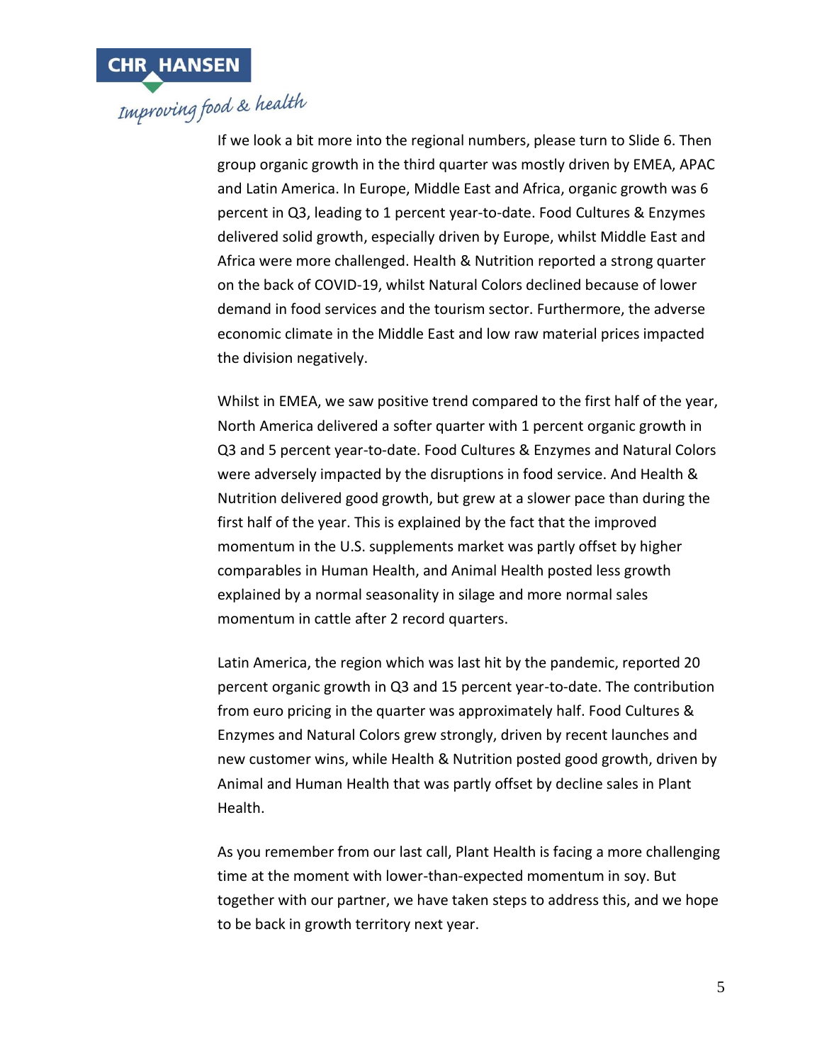If we look a bit more into the regional numbers, please turn to Slide 6. Then group organic growth in the third quarter was mostly driven by EMEA, APAC and Latin America. In Europe, Middle East and Africa, organic growth was 6 percent in Q3, leading to 1 percent year-to-date. Food Cultures & Enzymes delivered solid growth, especially driven by Europe, whilst Middle East and Africa were more challenged. Health & Nutrition reported a strong quarter on the back of COVID-19, whilst Natural Colors declined because of lower demand in food services and the tourism sector. Furthermore, the adverse economic climate in the Middle East and low raw material prices impacted the division negatively.

Whilst in EMEA, we saw positive trend compared to the first half of the year, North America delivered a softer quarter with 1 percent organic growth in Q3 and 5 percent year-to-date. Food Cultures & Enzymes and Natural Colors were adversely impacted by the disruptions in food service. And Health & Nutrition delivered good growth, but grew at a slower pace than during the first half of the year. This is explained by the fact that the improved momentum in the U.S. supplements market was partly offset by higher comparables in Human Health, and Animal Health posted less growth explained by a normal seasonality in silage and more normal sales momentum in cattle after 2 record quarters.

Latin America, the region which was last hit by the pandemic, reported 20 percent organic growth in Q3 and 15 percent year-to-date. The contribution from euro pricing in the quarter was approximately half. Food Cultures & Enzymes and Natural Colors grew strongly, driven by recent launches and new customer wins, while Health & Nutrition posted good growth, driven by Animal and Human Health that was partly offset by decline sales in Plant Health.

As you remember from our last call, Plant Health is facing a more challenging time at the moment with lower-than-expected momentum in soy. But together with our partner, we have taken steps to address this, and we hope to be back in growth territory next year.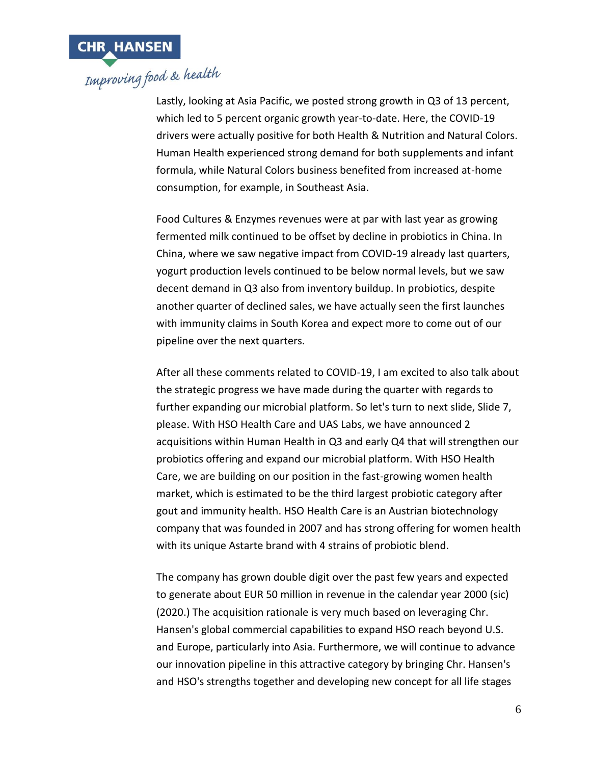Lastly, looking at Asia Pacific, we posted strong growth in Q3 of 13 percent, which led to 5 percent organic growth year-to-date. Here, the COVID-19 drivers were actually positive for both Health & Nutrition and Natural Colors. Human Health experienced strong demand for both supplements and infant formula, while Natural Colors business benefited from increased at-home consumption, for example, in Southeast Asia.

Food Cultures & Enzymes revenues were at par with last year as growing fermented milk continued to be offset by decline in probiotics in China. In China, where we saw negative impact from COVID-19 already last quarters, yogurt production levels continued to be below normal levels, but we saw decent demand in Q3 also from inventory buildup. In probiotics, despite another quarter of declined sales, we have actually seen the first launches with immunity claims in South Korea and expect more to come out of our pipeline over the next quarters.

After all these comments related to COVID-19, I am excited to also talk about the strategic progress we have made during the quarter with regards to further expanding our microbial platform. So let's turn to next slide, Slide 7, please. With HSO Health Care and UAS Labs, we have announced 2 acquisitions within Human Health in Q3 and early Q4 that will strengthen our probiotics offering and expand our microbial platform. With HSO Health Care, we are building on our position in the fast-growing women health market, which is estimated to be the third largest probiotic category after gout and immunity health. HSO Health Care is an Austrian biotechnology company that was founded in 2007 and has strong offering for women health with its unique Astarte brand with 4 strains of probiotic blend.

The company has grown double digit over the past few years and expected to generate about EUR 50 million in revenue in the calendar year 2000 (sic) (2020.) The acquisition rationale is very much based on leveraging Chr. Hansen's global commercial capabilities to expand HSO reach beyond U.S. and Europe, particularly into Asia. Furthermore, we will continue to advance our innovation pipeline in this attractive category by bringing Chr. Hansen's and HSO's strengths together and developing new concept for all life stages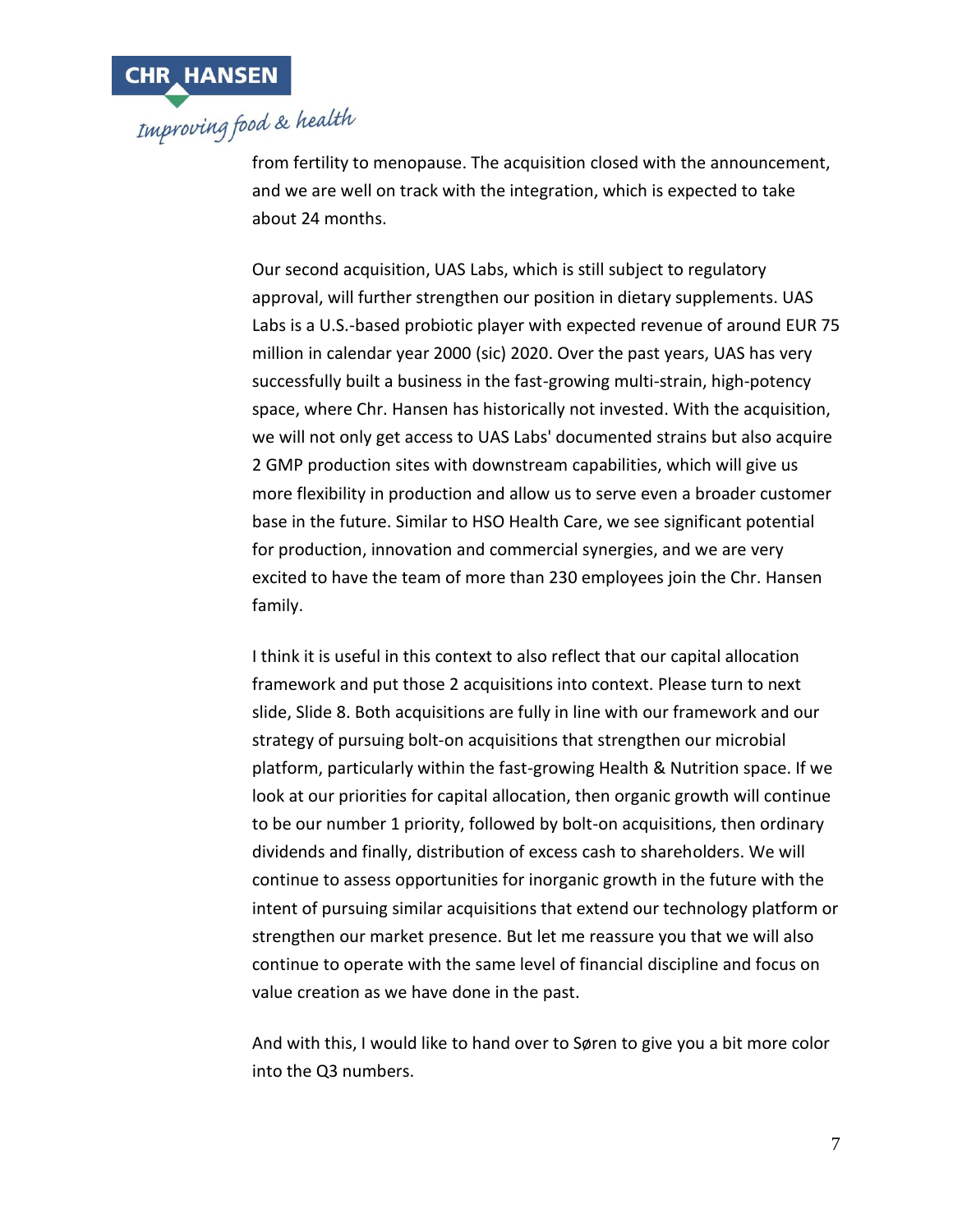from fertility to menopause. The acquisition closed with the announcement, and we are well on track with the integration, which is expected to take about 24 months.

Our second acquisition, UAS Labs, which is still subject to regulatory approval, will further strengthen our position in dietary supplements. UAS Labs is a U.S.-based probiotic player with expected revenue of around EUR 75 million in calendar year 2000 (sic) 2020. Over the past years, UAS has very successfully built a business in the fast-growing multi-strain, high-potency space, where Chr. Hansen has historically not invested. With the acquisition, we will not only get access to UAS Labs' documented strains but also acquire 2 GMP production sites with downstream capabilities, which will give us more flexibility in production and allow us to serve even a broader customer base in the future. Similar to HSO Health Care, we see significant potential for production, innovation and commercial synergies, and we are very excited to have the team of more than 230 employees join the Chr. Hansen family.

I think it is useful in this context to also reflect that our capital allocation framework and put those 2 acquisitions into context. Please turn to next slide, Slide 8. Both acquisitions are fully in line with our framework and our strategy of pursuing bolt-on acquisitions that strengthen our microbial platform, particularly within the fast-growing Health & Nutrition space. If we look at our priorities for capital allocation, then organic growth will continue to be our number 1 priority, followed by bolt-on acquisitions, then ordinary dividends and finally, distribution of excess cash to shareholders. We will continue to assess opportunities for inorganic growth in the future with the intent of pursuing similar acquisitions that extend our technology platform or strengthen our market presence. But let me reassure you that we will also continue to operate with the same level of financial discipline and focus on value creation as we have done in the past.

And with this, I would like to hand over to Søren to give you a bit more color into the Q3 numbers.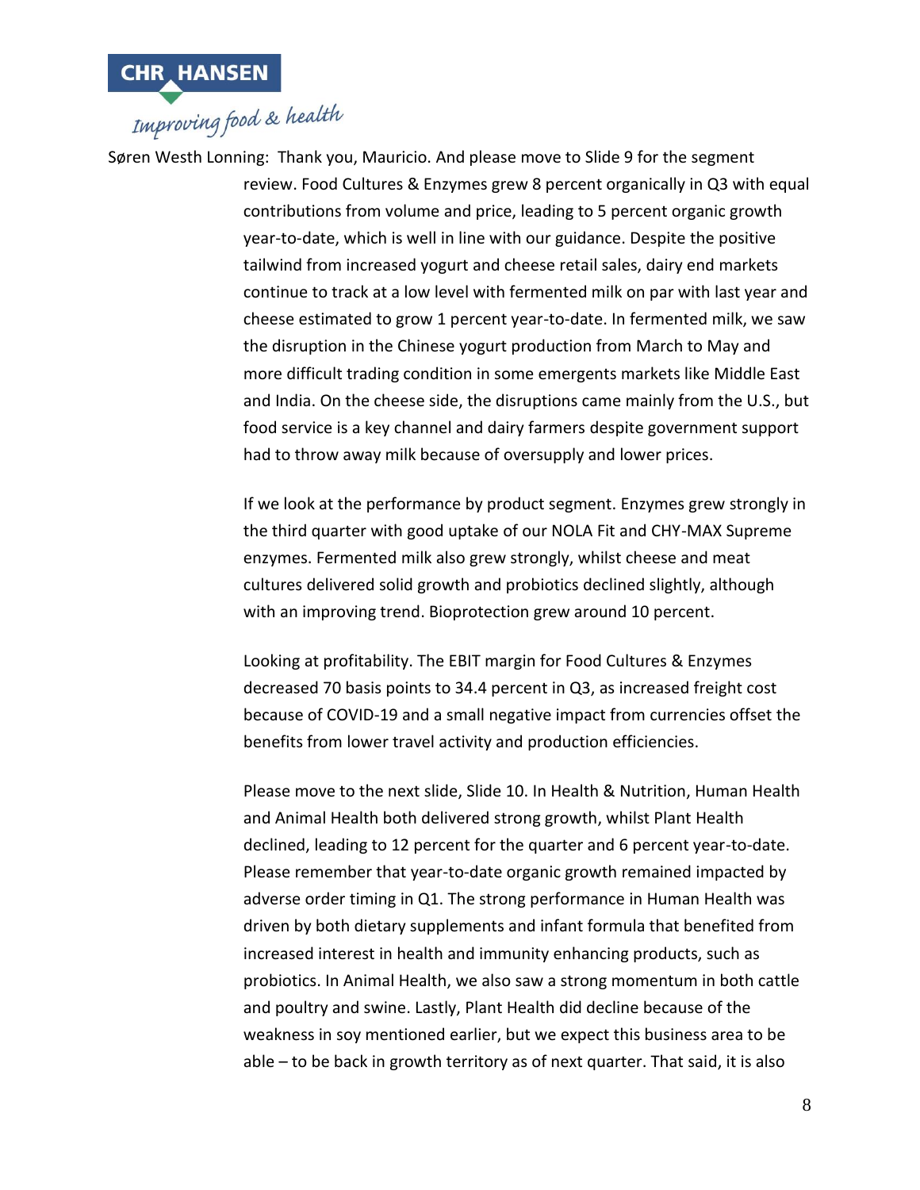Søren Westh Lonning: Thank you, Mauricio. And please move to Slide 9 for the segment review. Food Cultures & Enzymes grew 8 percent organically in Q3 with equal contributions from volume and price, leading to 5 percent organic growth year-to-date, which is well in line with our guidance. Despite the positive tailwind from increased yogurt and cheese retail sales, dairy end markets continue to track at a low level with fermented milk on par with last year and cheese estimated to grow 1 percent year-to-date. In fermented milk, we saw the disruption in the Chinese yogurt production from March to May and more difficult trading condition in some emergents markets like Middle East and India. On the cheese side, the disruptions came mainly from the U.S., but food service is a key channel and dairy farmers despite government support had to throw away milk because of oversupply and lower prices.

If we look at the performance by product segment. Enzymes grew strongly in the third quarter with good uptake of our NOLA Fit and CHY-MAX Supreme enzymes. Fermented milk also grew strongly, whilst cheese and meat cultures delivered solid growth and probiotics declined slightly, although with an improving trend. Bioprotection grew around 10 percent.

Looking at profitability. The EBIT margin for Food Cultures & Enzymes decreased 70 basis points to 34.4 percent in Q3, as increased freight cost because of COVID-19 and a small negative impact from currencies offset the benefits from lower travel activity and production efficiencies.

Please move to the next slide, Slide 10. In Health & Nutrition, Human Health and Animal Health both delivered strong growth, whilst Plant Health declined, leading to 12 percent for the quarter and 6 percent year-to-date. Please remember that year-to-date organic growth remained impacted by adverse order timing in Q1. The strong performance in Human Health was driven by both dietary supplements and infant formula that benefited from increased interest in health and immunity enhancing products, such as probiotics. In Animal Health, we also saw a strong momentum in both cattle and poultry and swine. Lastly, Plant Health did decline because of the weakness in soy mentioned earlier, but we expect this business area to be able – to be back in growth territory as of next quarter. That said, it is also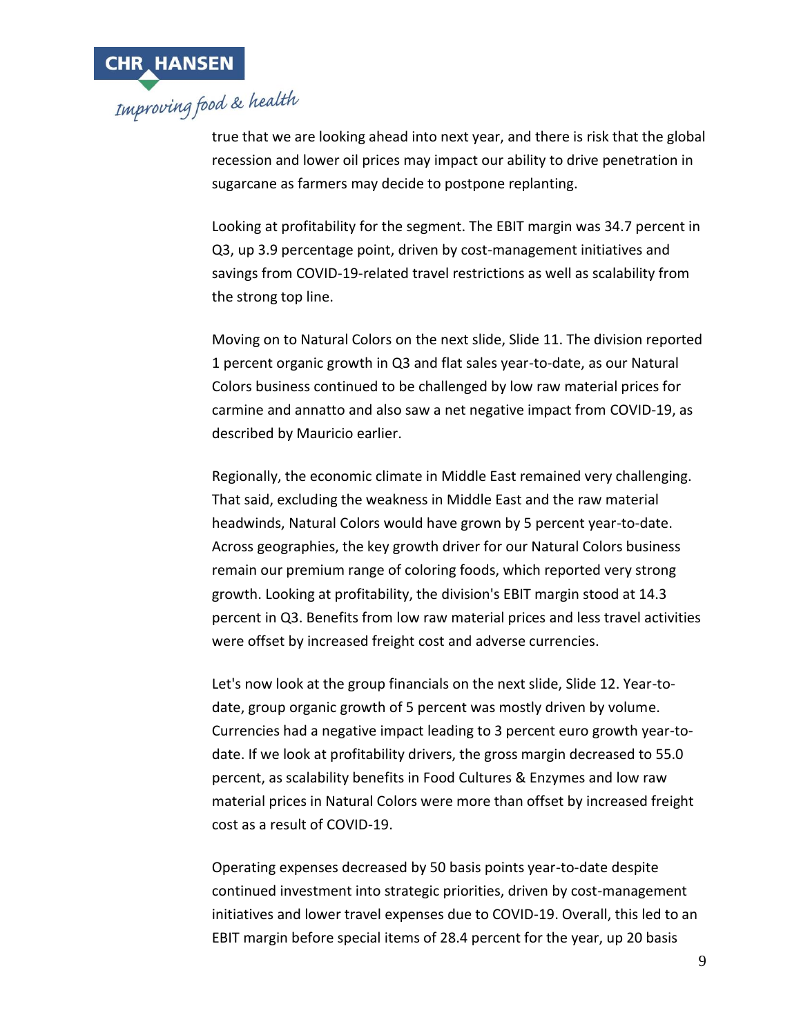true that we are looking ahead into next year, and there is risk that the global recession and lower oil prices may impact our ability to drive penetration in sugarcane as farmers may decide to postpone replanting.

Looking at profitability for the segment. The EBIT margin was 34.7 percent in Q3, up 3.9 percentage point, driven by cost-management initiatives and savings from COVID-19-related travel restrictions as well as scalability from the strong top line.

Moving on to Natural Colors on the next slide, Slide 11. The division reported 1 percent organic growth in Q3 and flat sales year-to-date, as our Natural Colors business continued to be challenged by low raw material prices for carmine and annatto and also saw a net negative impact from COVID-19, as described by Mauricio earlier.

Regionally, the economic climate in Middle East remained very challenging. That said, excluding the weakness in Middle East and the raw material headwinds, Natural Colors would have grown by 5 percent year-to-date. Across geographies, the key growth driver for our Natural Colors business remain our premium range of coloring foods, which reported very strong growth. Looking at profitability, the division's EBIT margin stood at 14.3 percent in Q3. Benefits from low raw material prices and less travel activities were offset by increased freight cost and adverse currencies.

Let's now look at the group financials on the next slide, Slide 12. Year-to-date, group organic growth of 5 percent was mostly driven by volume. Currencies had a negative impact leading to 3 percent euro growth year-to-date. If we look at profitability drivers, the gross margin decreased to 55.0 percent, as scalability benefits in Food Cultures & Enzymes and low raw material prices in Natural Colors were more than offset by increased freight cost as a result of COVID-19.

Operating expenses decreased by 50 basis points year-to-date despite continued investment into strategic priorities, driven by cost-management initiatives and lower travel expenses due to COVID-19. Overall, this led to an EBIT margin before special items of 28.4 percent for the year, up 20 basis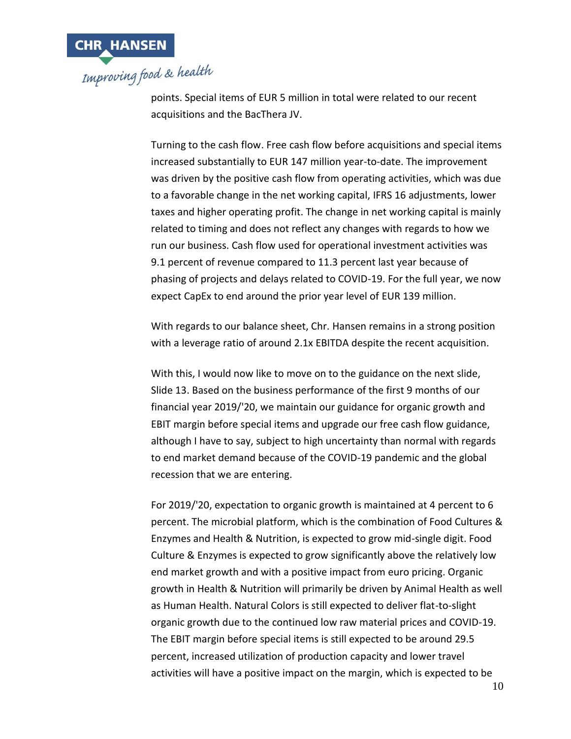points. Special items of EUR 5 million in total were related to our recent acquisitions and the BacThera JV.

Turning to the cash flow. Free cash flow before acquisitions and special items increased substantially to EUR 147 million year-to-date. The improvement was driven by the positive cash flow from operating activities, which was due to a favorable change in the net working capital, IFRS 16 adjustments, lower taxes and higher operating profit. The change in net working capital is mainly related to timing and does not reflect any changes with regards to how we run our business. Cash flow used for operational investment activities was 9.1 percent of revenue compared to 11.3 percent last year because of phasing of projects and delays related to COVID-19. For the full year, we now expect CapEx to end around the prior year level of EUR 139 million.

With regards to our balance sheet, Chr. Hansen remains in a strong position with a leverage ratio of around 2.1x EBITDA despite the recent acquisition.

With this, I would now like to move on to the guidance on the next slide, Slide 13. Based on the business performance of the first 9 months of our financial year 2019/'20, we maintain our guidance for organic growth and EBIT margin before special items and upgrade our free cash flow guidance, although I have to say, subject to high uncertainty than normal with regards to end market demand because of the COVID-19 pandemic and the global recession that we are entering.

For 2019/'20, expectation to organic growth is maintained at 4 percent to 6 percent. The microbial platform, which is the combination of Food Cultures & Enzymes and Health & Nutrition, is expected to grow mid-single digit. Food Culture & Enzymes is expected to grow significantly above the relatively low end market growth and with a positive impact from euro pricing. Organic growth in Health & Nutrition will primarily be driven by Animal Health as well as Human Health. Natural Colors is still expected to deliver flat-to-slight organic growth due to the continued low raw material prices and COVID-19. The EBIT margin before special items is still expected to be around 29.5 percent, increased utilization of production capacity and lower travel activities will have a positive impact on the margin, which is expected to be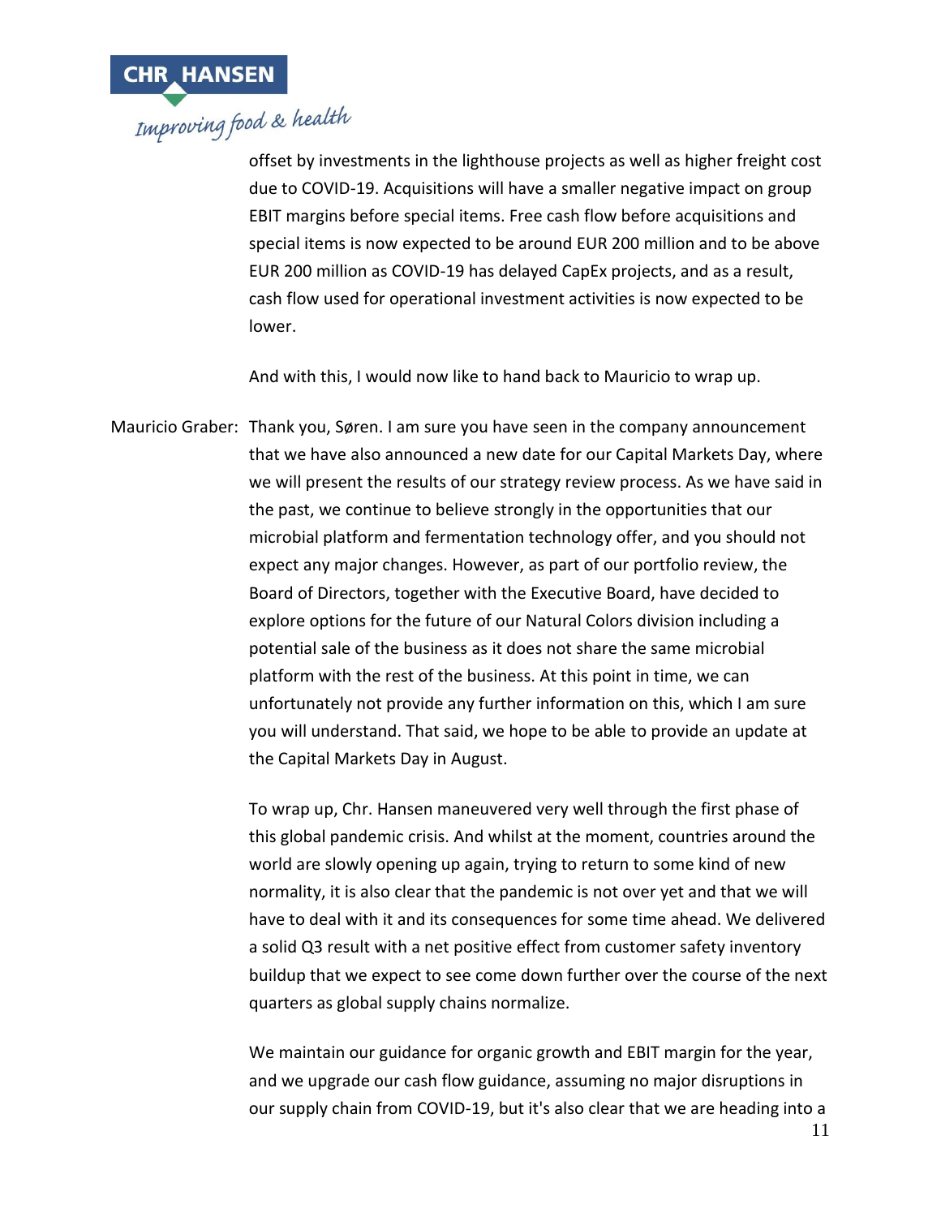offset by investments in the lighthouse projects as well as higher freight cost due to COVID-19. Acquisitions will have a smaller negative impact on group EBIT margins before special items. Free cash flow before acquisitions and special items is now expected to be around EUR 200 million and to be above EUR 200 million as COVID-19 has delayed CapEx projects, and as a result, cash flow used for operational investment activities is now expected to be lower.

And with this, I would now like to hand back to Mauricio to wrap up.

Mauricio Graber: Thank you, Søren. I am sure you have seen in the company announcement that we have also announced a new date for our Capital Markets Day, where we will present the results of our strategy review process. As we have said in the past, we continue to believe strongly in the opportunities that our microbial platform and fermentation technology offer, and you should not expect any major changes. However, as part of our portfolio review, the Board of Directors, together with the Executive Board, have decided to explore options for the future of our Natural Colors division including a potential sale of the business as it does not share the same microbial platform with the rest of the business. At this point in time, we can unfortunately not provide any further information on this, which I am sure you will understand. That said, we hope to be able to provide an update at the Capital Markets Day in August.

To wrap up, Chr. Hansen maneuvered very well through the first phase of this global pandemic crisis. And whilst at the moment, countries around the world are slowly opening up again, trying to return to some kind of new normality, it is also clear that the pandemic is not over yet and that we will have to deal with it and its consequences for some time ahead. We delivered a solid Q3 result with a net positive effect from customer safety inventory buildup that we expect to see come down further over the course of the next quarters as global supply chains normalize.

We maintain our guidance for organic growth and EBIT margin for the year, and we upgrade our cash flow guidance, assuming no major disruptions in our supply chain from COVID-19, but it's also clear that we are heading into a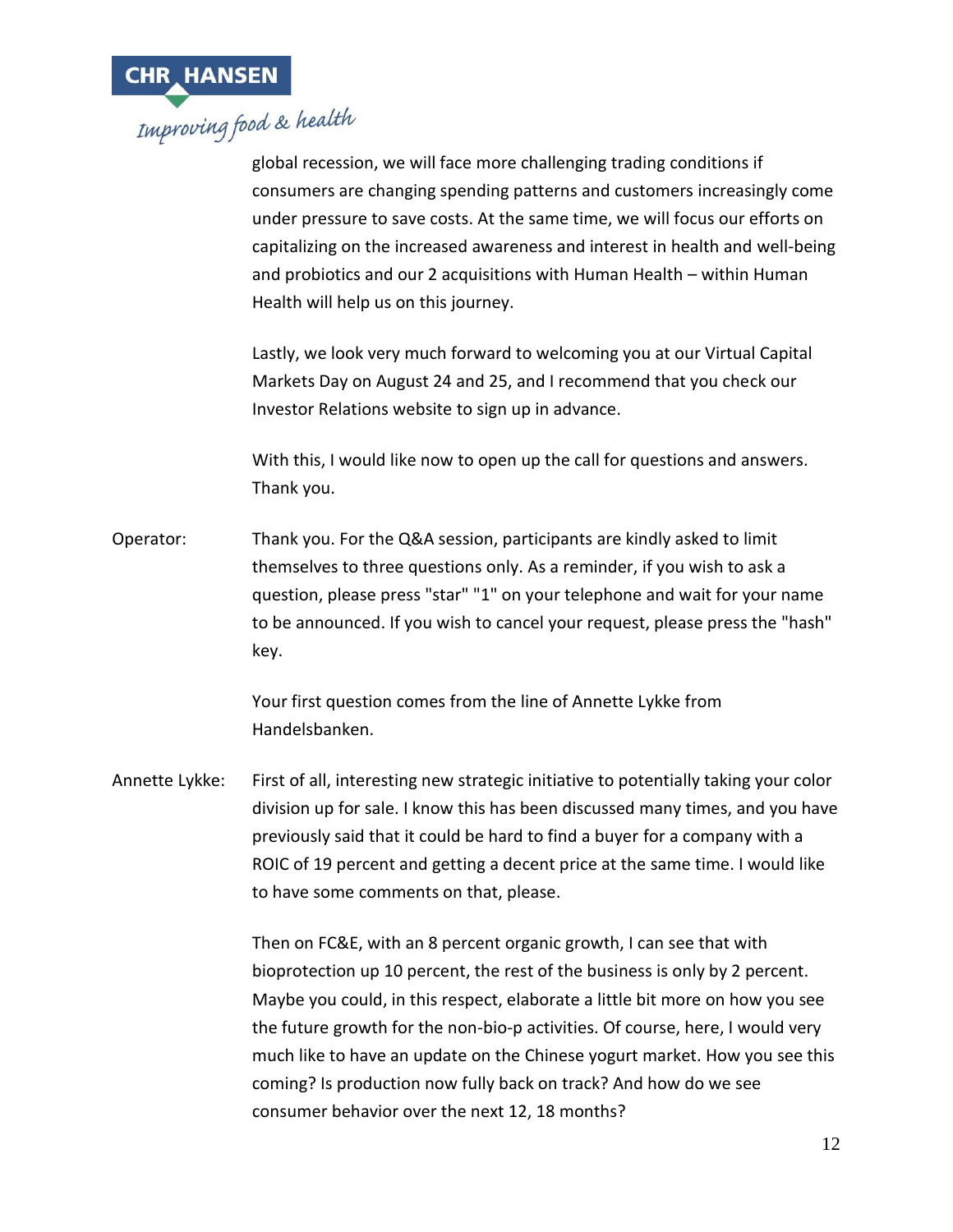global recession, we will face more challenging trading conditions if consumers are changing spending patterns and customers increasingly come under pressure to save costs. At the same time, we will focus our efforts on capitalizing on the increased awareness and interest in health and well-being and probiotics and our 2 acquisitions with Human Health – within Human Health will help us on this journey.

Lastly, we look very much forward to welcoming you at our Virtual Capital Markets Day on August 24 and 25, and I recommend that you check our Investor Relations website to sign up in advance.

With this, I would like now to open up the call for questions and answers. Thank you.

Operator: Thank you. For the Q&A session, participants are kindly asked to limit themselves to three questions only. As a reminder, if you wish to ask a question, please press "star" "1" on your telephone and wait for your name to be announced. If you wish to cancel your request, please press the "hash" key.

Your first question comes from the line of Annette Lykke from Handelsbanken.

Annette Lykke: First of all, interesting new strategic initiative to potentially taking your color division up for sale. I know this has been discussed many times, and you have previously said that it could be hard to find a buyer for a company with a ROIC of 19 percent and getting a decent price at the same time. I would like to have some comments on that, please.

Then on FC&E, with an 8 percent organic growth, I can see that with bioprotection up 10 percent, the rest of the business is only by 2 percent. Maybe you could, in this respect, elaborate a little bit more on how you see the future growth for the non-bio-p activities. Of course, here, I would very much like to have an update on the Chinese yogurt market. How you see this coming? Is production now fully back on track? And how do we see consumer behavior over the next 12, 18 months?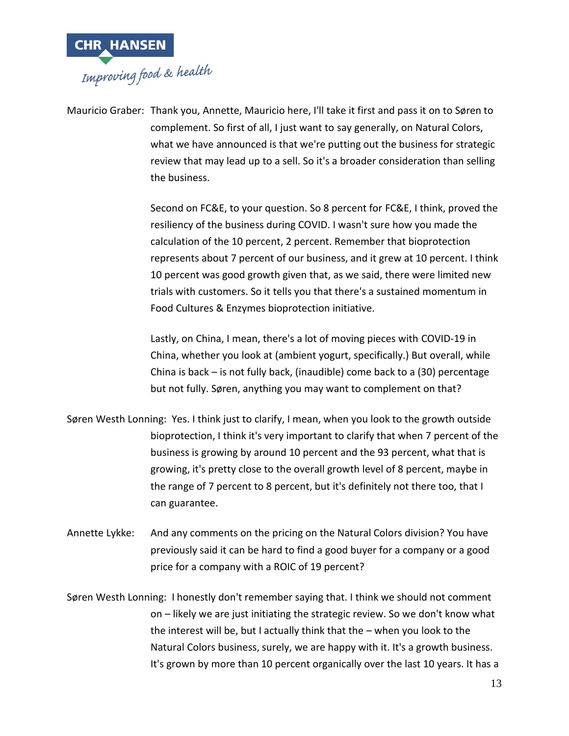Mauricio Graber: Thank you, Annette, Mauricio here, I'll take it first and pass it on to Søren to complement. So first of all, I just want to say generally, on Natural Colors, what we have announced is that we're putting out the business for strategic review that may lead up to a sell. So it's a broader consideration than selling the business.

Second on FC&E, to your question. So 8 percent for FC&E, I think, proved the resiliency of the business during COVID. I wasn't sure how you made the calculation of the 10 percent, 2 percent. Remember that bioprotection represents about 7 percent of our business, and it grew at 10 percent. I think 10 percent was good growth given that, as we said, there were limited new trials with customers. So it tells you that there's a sustained momentum in Food Cultures & Enzymes bioprotection initiative.

Lastly, on China, I mean, there's a lot of moving pieces with COVID-19 in China, whether you look at (ambient yogurt, specifically.) But overall, while China is back – is not fully back, (inaudible) come back to a (30) percentage but not fully. Søren, anything you may want to complement on that?

Søren Westh Lonning: Yes. I think just to clarify, I mean, when you look to the growth outside bioprotection, I think it's very important to clarify that when 7 percent of the business is growing by around 10 percent and the 93 percent, what that is growing, it's pretty close to the overall growth level of 8 percent, maybe in the range of 7 percent to 8 percent, but it's definitely not there too, that I can guarantee.

Annette Lykke: And any comments on the pricing on the Natural Colors division? You have previously said it can be hard to find a good buyer for a company or a good price for a company with a ROIC of 19 percent?

Søren Westh Lonning: I honestly don't remember saying that. I think we should not comment on – likely we are just initiating the strategic review. So we don't know what the interest will be, but I actually think that the – when you look to the Natural Colors business, surely, we are happy with it. It's a growth business. It's grown by more than 10 percent organically over the last 10 years. It has a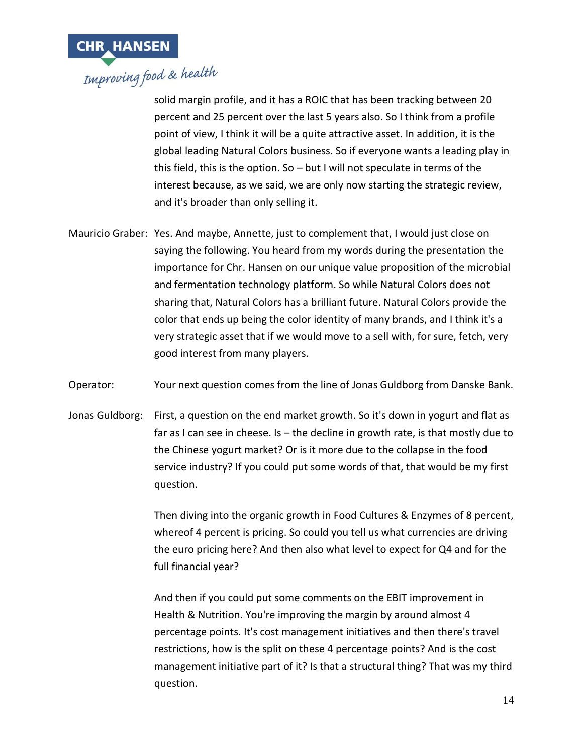solid margin profile, and it has a ROIC that has been tracking between 20 percent and 25 percent over the last 5 years also. So I think from a profile point of view, I think it will be a quite attractive asset. In addition, it is the global leading Natural Colors business. So if everyone wants a leading play in this field, this is the option. So – but I will not speculate in terms of the interest because, as we said, we are only now starting the strategic review, and it's broader than only selling it.

Mauricio Graber: Yes. And maybe, Annette, just to complement that, I would just close on saying the following. You heard from my words during the presentation the importance for Chr. Hansen on our unique value proposition of the microbial and fermentation technology platform. So while Natural Colors does not sharing that, Natural Colors has a brilliant future. Natural Colors provide the color that ends up being the color identity of many brands, and I think it's a very strategic asset that if we would move to a sell with, for sure, fetch, very good interest from many players.

Operator: Your next question comes from the line of Jonas Guldborg from Danske Bank.

Jonas Guldborg: First, a question on the end market growth. So it's down in yogurt and flat as far as I can see in cheese. Is – the decline in growth rate, is that mostly due to the Chinese yogurt market? Or is it more due to the collapse in the food service industry? If you could put some words of that, that would be my first question.

Then diving into the organic growth in Food Cultures & Enzymes of 8 percent, whereof 4 percent is pricing. So could you tell us what currencies are driving the euro pricing here? And then also what level to expect for Q4 and for the full financial year?

And then if you could put some comments on the EBIT improvement in Health & Nutrition. You're improving the margin by around almost 4 percentage points. It's cost management initiatives and then there's travel restrictions, how is the split on these 4 percentage points? And is the cost management initiative part of it? Is that a structural thing? That was my third question.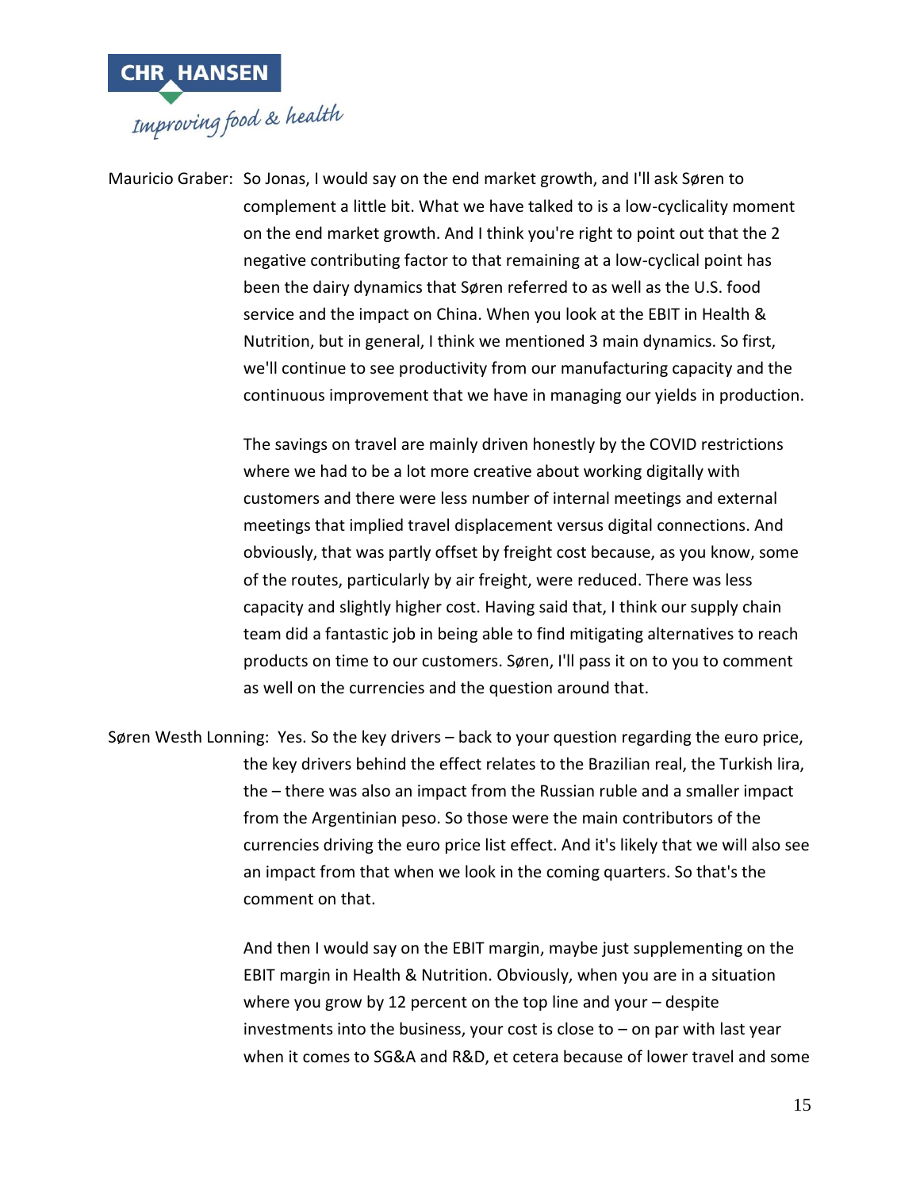Mauricio Graber: So Jonas, I would say on the end market growth, and I'll ask Søren to complement a little bit. What we have talked to is a low-cyclicality moment on the end market growth. And I think you're right to point out that the 2 negative contributing factor to that remaining at a low-cyclical point has been the dairy dynamics that Søren referred to as well as the U.S. food service and the impact on China. When you look at the EBIT in Health & Nutrition, but in general, I think we mentioned 3 main dynamics. So first, we'll continue to see productivity from our manufacturing capacity and the continuous improvement that we have in managing our yields in production.

The savings on travel are mainly driven honestly by the COVID restrictions where we had to be a lot more creative about working digitally with customers and there were less number of internal meetings and external meetings that implied travel displacement versus digital connections. And obviously, that was partly offset by freight cost because, as you know, some of the routes, particularly by air freight, were reduced. There was less capacity and slightly higher cost. Having said that, I think our supply chain team did a fantastic job in being able to find mitigating alternatives to reach products on time to our customers. Søren, I'll pass it on to you to comment as well on the currencies and the question around that.

Søren Westh Lonning: Yes. So the key drivers – back to your question regarding the euro price, the key drivers behind the effect relates to the Brazilian real, the Turkish lira, the – there was also an impact from the Russian ruble and a smaller impact from the Argentinian peso. So those were the main contributors of the currencies driving the euro price list effect. And it's likely that we will also see an impact from that when we look in the coming quarters. So that's the comment on that.

And then I would say on the EBIT margin, maybe just supplementing on the EBIT margin in Health & Nutrition. Obviously, when you are in a situation where you grow by 12 percent on the top line and your – despite investments into the business, your cost is close to – on par with last year when it comes to SG&A and R&D, et cetera because of lower travel and some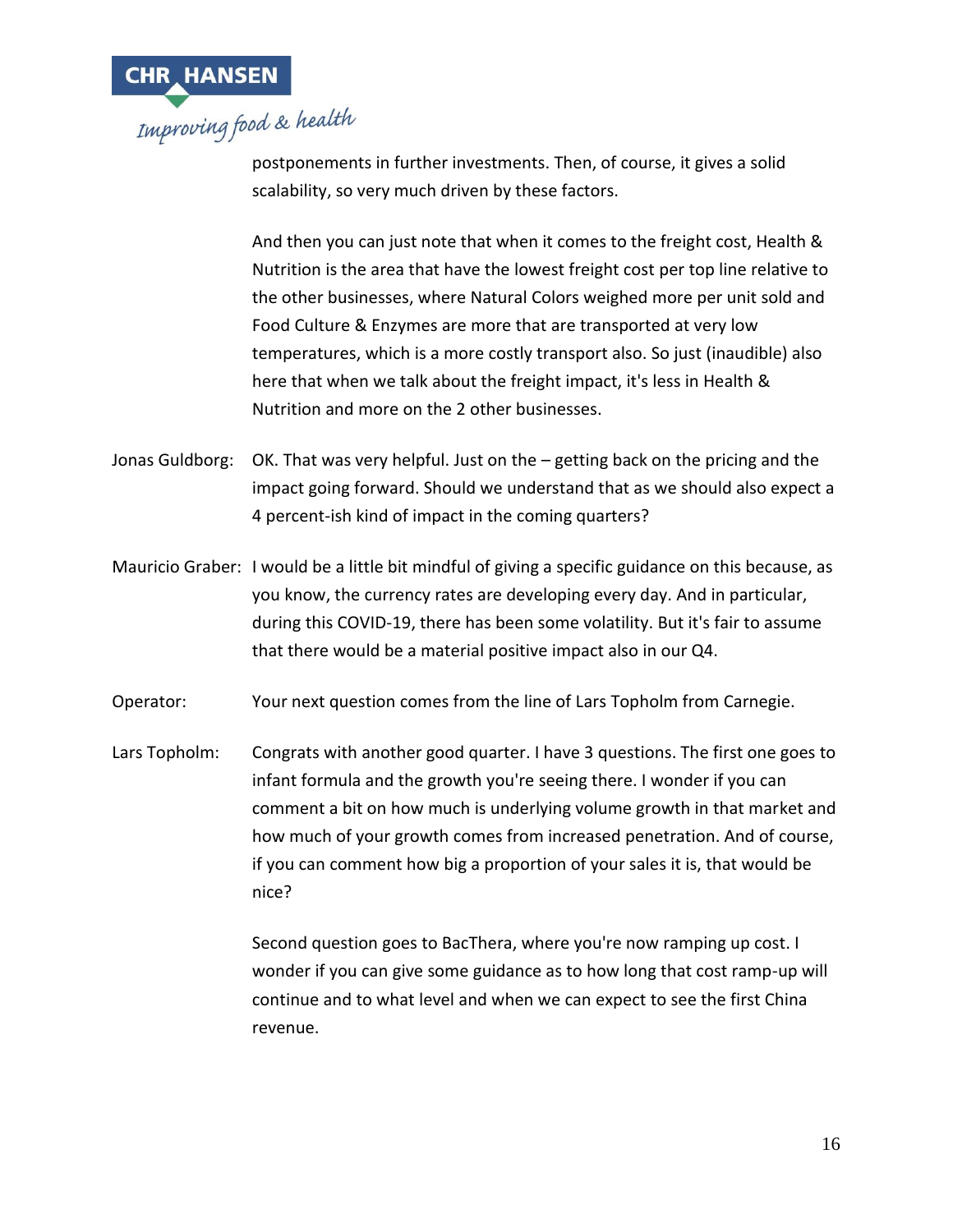postponements in further investments. Then, of course, it gives a solid scalability, so very much driven by these factors.

And then you can just note that when it comes to the freight cost, Health & Nutrition is the area that have the lowest freight cost per top line relative to the other businesses, where Natural Colors weighed more per unit sold and Food Culture & Enzymes are more that are transported at very low temperatures, which is a more costly transport also. So just (inaudible) also here that when we talk about the freight impact, it's less in Health & Nutrition and more on the 2 other businesses.

Jonas Guldborg: OK. That was very helpful. Just on the – getting back on the pricing and the impact going forward. Should we understand that as we should also expect a 4 percent-ish kind of impact in the coming quarters?

Mauricio Graber: I would be a little bit mindful of giving a specific guidance on this because, as you know, the currency rates are developing every day. And in particular, during this COVID-19, there has been some volatility. But it's fair to assume that there would be a material positive impact also in our Q4.

Operator: Your next question comes from the line of Lars Topholm from Carnegie.

Lars Topholm: Congrats with another good quarter. I have 3 questions. The first one goes to infant formula and the growth you're seeing there. I wonder if you can comment a bit on how much is underlying volume growth in that market and how much of your growth comes from increased penetration. And of course, if you can comment how big a proportion of your sales it is, that would be nice?

Second question goes to BacThera, where you're now ramping up cost. I wonder if you can give some guidance as to how long that cost ramp-up will continue and to what level and when we can expect to see the first China revenue.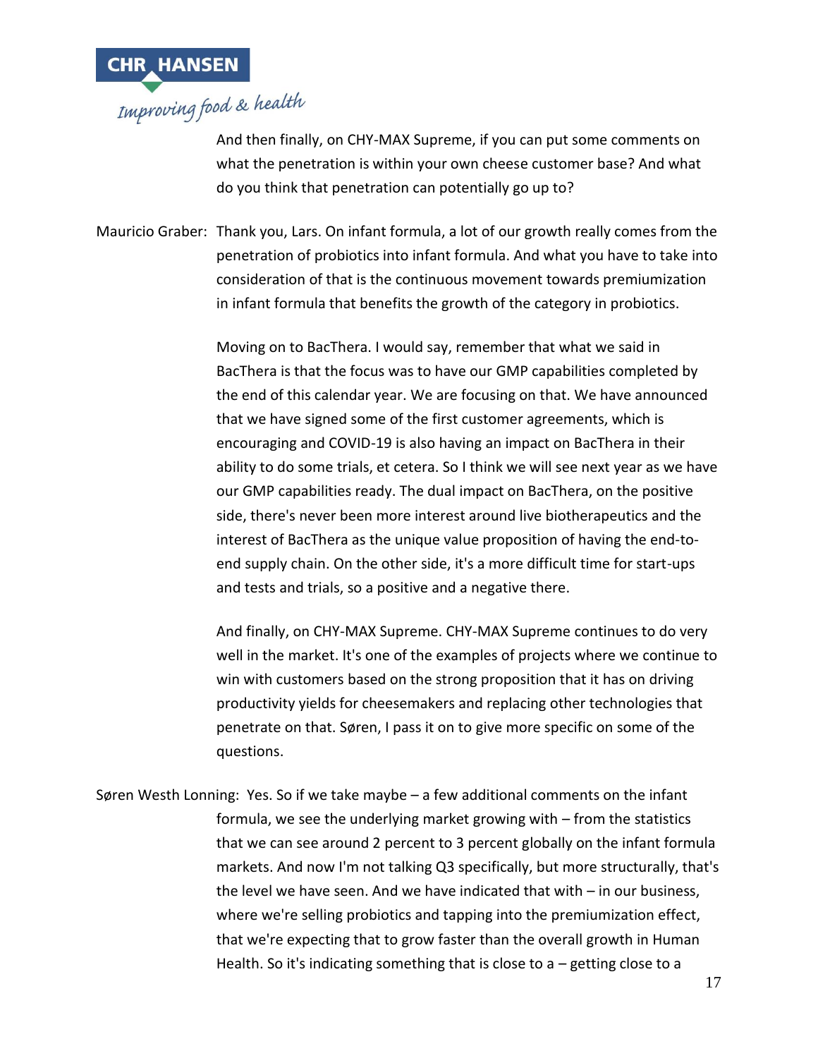And then finally, on CHY-MAX Supreme, if you can put some comments on what the penetration is within your own cheese customer base? And what do you think that penetration can potentially go up to?

Mauricio Graber: Thank you, Lars. On infant formula, a lot of our growth really comes from the penetration of probiotics into infant formula. And what you have to take into consideration of that is the continuous movement towards premiumization in infant formula that benefits the growth of the category in probiotics.

Moving on to BacThera. I would say, remember that what we said in BacThera is that the focus was to have our GMP capabilities completed by the end of this calendar year. We are focusing on that. We have announced that we have signed some of the first customer agreements, which is encouraging and COVID-19 is also having an impact on BacThera in their ability to do some trials, et cetera. So I think we will see next year as we have our GMP capabilities ready. The dual impact on BacThera, on the positive side, there's never been more interest around live biotherapeutics and the interest of BacThera as the unique value proposition of having the end-to-end supply chain. On the other side, it's a more difficult time for start-ups and tests and trials, so a positive and a negative there.

And finally, on CHY-MAX Supreme. CHY-MAX Supreme continues to do very well in the market. It's one of the examples of projects where we continue to win with customers based on the strong proposition that it has on driving productivity yields for cheesemakers and replacing other technologies that penetrate on that. Søren, I pass it on to give more specific on some of the questions.

Søren Westh Lonning: Yes. So if we take maybe – a few additional comments on the infant formula, we see the underlying market growing with – from the statistics that we can see around 2 percent to 3 percent globally on the infant formula markets. And now I'm not talking Q3 specifically, but more structurally, that's the level we have seen. And we have indicated that with – in our business, where we're selling probiotics and tapping into the premiumization effect, that we're expecting that to grow faster than the overall growth in Human Health. So it's indicating something that is close to a – getting close to a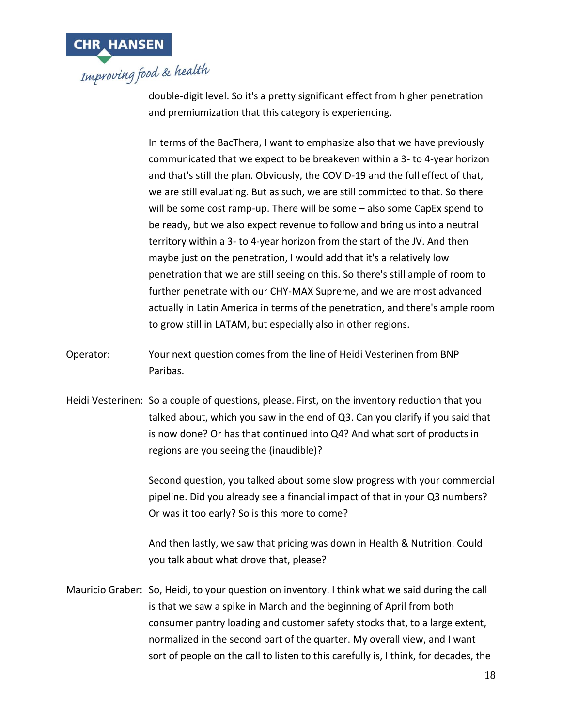double-digit level. So it's a pretty significant effect from higher penetration and premiumization that this category is experiencing.

In terms of the BacThera, I want to emphasize also that we have previously communicated that we expect to be breakeven within a 3- to 4-year horizon and that's still the plan. Obviously, the COVID-19 and the full effect of that, we are still evaluating. But as such, we are still committed to that. So there will be some cost ramp-up. There will be some – also some CapEx spend to be ready, but we also expect revenue to follow and bring us into a neutral territory within a 3- to 4-year horizon from the start of the JV. And then maybe just on the penetration, I would add that it's a relatively low penetration that we are still seeing on this. So there's still ample of room to further penetrate with our CHY-MAX Supreme, and we are most advanced actually in Latin America in terms of the penetration, and there's ample room to grow still in LATAM, but especially also in other regions.

Operator: Your next question comes from the line of Heidi Vesterinen from BNP Paribas.

Heidi Vesterinen: So a couple of questions, please. First, on the inventory reduction that you talked about, which you saw in the end of Q3. Can you clarify if you said that is now done? Or has that continued into Q4? And what sort of products in regions are you seeing the (inaudible)?

Second question, you talked about some slow progress with your commercial pipeline. Did you already see a financial impact of that in your Q3 numbers? Or was it too early? So is this more to come?

And then lastly, we saw that pricing was down in Health & Nutrition. Could you talk about what drove that, please?

Mauricio Graber: So, Heidi, to your question on inventory. I think what we said during the call is that we saw a spike in March and the beginning of April from both consumer pantry loading and customer safety stocks that, to a large extent, normalized in the second part of the quarter. My overall view, and I want sort of people on the call to listen to this carefully is, I think, for decades, the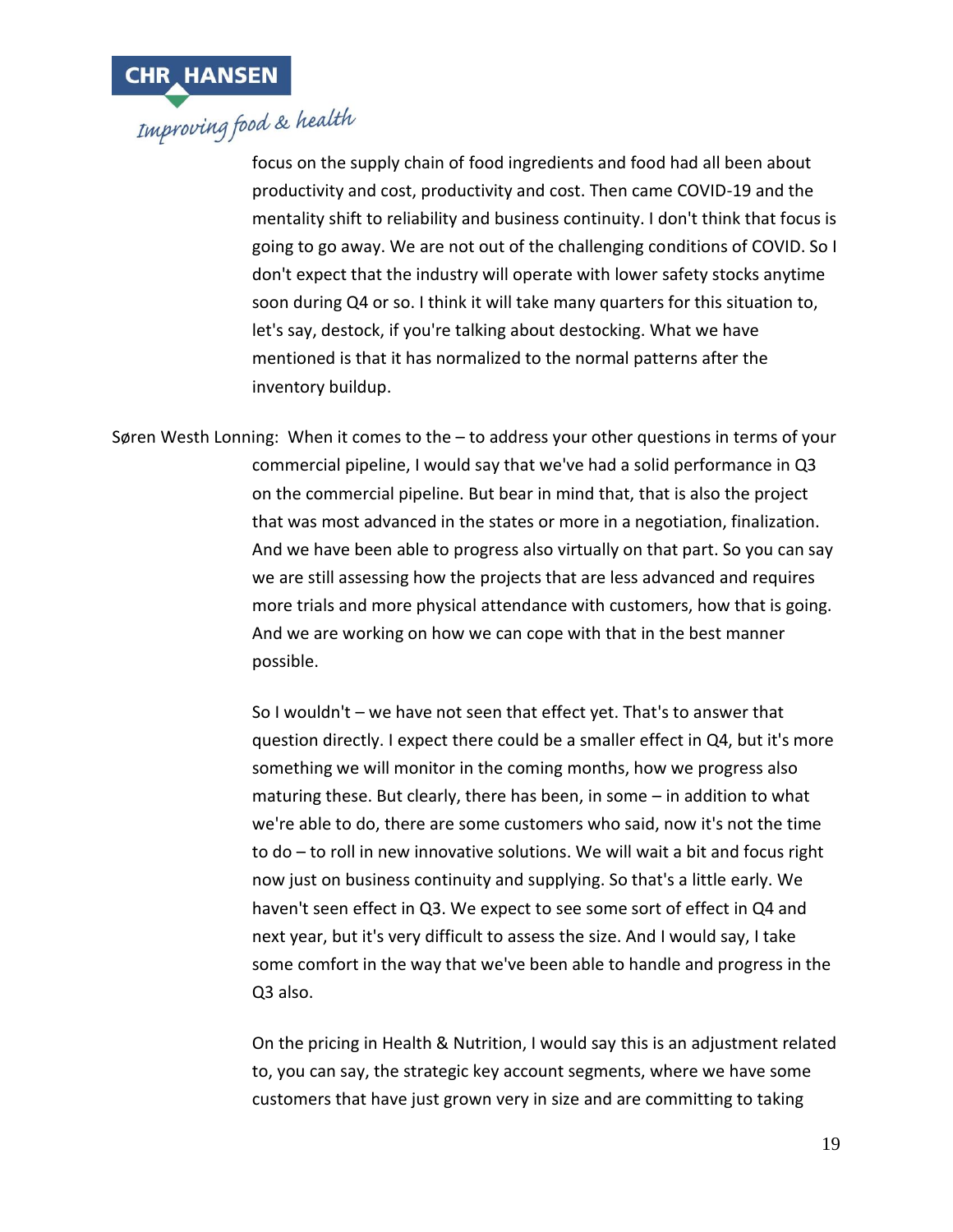focus on the supply chain of food ingredients and food had all been about productivity and cost, productivity and cost. Then came COVID-19 and the mentality shift to reliability and business continuity. I don't think that focus is going to go away. We are not out of the challenging conditions of COVID. So I don't expect that the industry will operate with lower safety stocks anytime soon during Q4 or so. I think it will take many quarters for this situation to, let's say, destock, if you're talking about destocking. What we have mentioned is that it has normalized to the normal patterns after the inventory buildup.

Søren Westh Lonning: When it comes to the – to address your other questions in terms of your commercial pipeline, I would say that we've had a solid performance in Q3 on the commercial pipeline. But bear in mind that, that is also the project that was most advanced in the states or more in a negotiation, finalization. And we have been able to progress also virtually on that part. So you can say we are still assessing how the projects that are less advanced and requires more trials and more physical attendance with customers, how that is going. And we are working on how we can cope with that in the best manner possible.

So I wouldn't – we have not seen that effect yet. That's to answer that question directly. I expect there could be a smaller effect in Q4, but it's more something we will monitor in the coming months, how we progress also maturing these. But clearly, there has been, in some – in addition to what we're able to do, there are some customers who said, now it's not the time to do – to roll in new innovative solutions. We will wait a bit and focus right now just on business continuity and supplying. So that's a little early. We haven't seen effect in Q3. We expect to see some sort of effect in Q4 and next year, but it's very difficult to assess the size. And I would say, I take some comfort in the way that we've been able to handle and progress in the Q3 also.

On the pricing in Health & Nutrition, I would say this is an adjustment related to, you can say, the strategic key account segments, where we have some customers that have just grown very in size and are committing to taking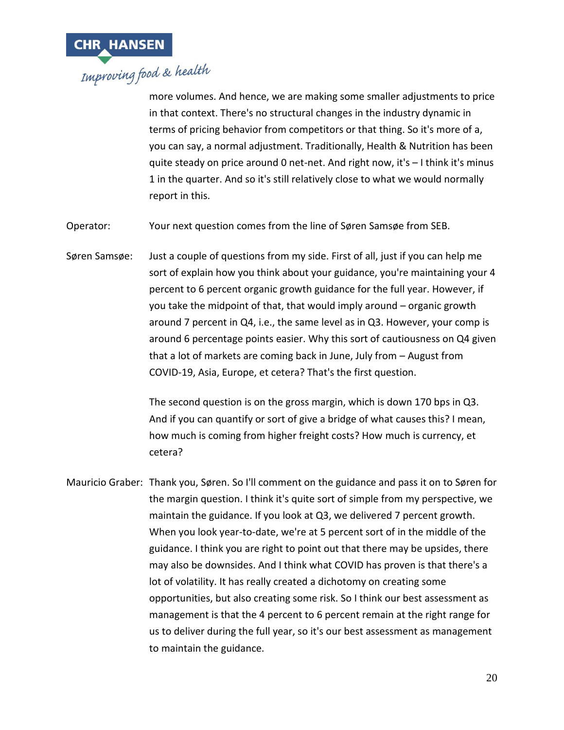more volumes. And hence, we are making some smaller adjustments to price in that context. There's no structural changes in the industry dynamic in terms of pricing behavior from competitors or that thing. So it's more of a, you can say, a normal adjustment. Traditionally, Health & Nutrition has been quite steady on price around 0 net-net. And right now, it's – I think it's minus 1 in the quarter. And so it's still relatively close to what we would normally report in this.

Operator: Your next question comes from the line of Søren Samsøe from SEB.

Søren Samsøe: Just a couple of questions from my side. First of all, just if you can help me sort of explain how you think about your guidance, you're maintaining your 4 percent to 6 percent organic growth guidance for the full year. However, if you take the midpoint of that, that would imply around – organic growth around 7 percent in Q4, i.e., the same level as in Q3. However, your comp is around 6 percentage points easier. Why this sort of cautiousness on Q4 given that a lot of markets are coming back in June, July from – August from COVID-19, Asia, Europe, et cetera? That's the first question.

The second question is on the gross margin, which is down 170 bps in Q3. And if you can quantify or sort of give a bridge of what causes this? I mean, how much is coming from higher freight costs? How much is currency, et cetera?

Mauricio Graber: Thank you, Søren. So I'll comment on the guidance and pass it on to Søren for the margin question. I think it's quite sort of simple from my perspective, we maintain the guidance. If you look at Q3, we delivered 7 percent growth. When you look year-to-date, we're at 5 percent sort of in the middle of the guidance. I think you are right to point out that there may be upsides, there may also be downsides. And I think what COVID has proven is that there's a lot of volatility. It has really created a dichotomy on creating some opportunities, but also creating some risk. So I think our best assessment as management is that the 4 percent to 6 percent remain at the right range for us to deliver during the full year, so it's our best assessment as management to maintain the guidance.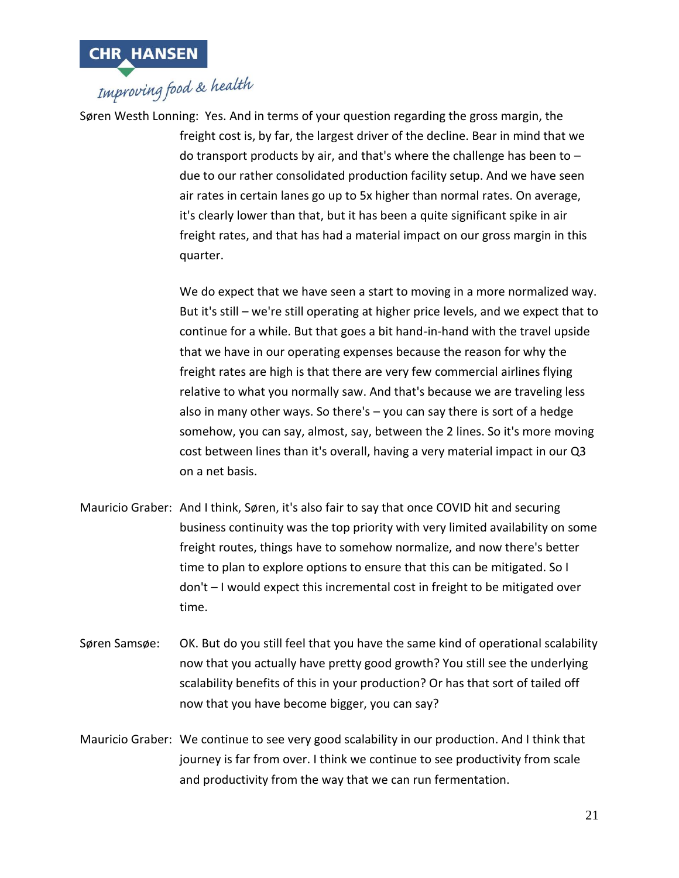Søren Westh Lonning: Yes. And in terms of your question regarding the gross margin, the freight cost is, by far, the largest driver of the decline. Bear in mind that we do transport products by air, and that's where the challenge has been to – due to our rather consolidated production facility setup. And we have seen air rates in certain lanes go up to 5x higher than normal rates. On average, it's clearly lower than that, but it has been a quite significant spike in air freight rates, and that has had a material impact on our gross margin in this quarter.

We do expect that we have seen a start to moving in a more normalized way. But it's still – we're still operating at higher price levels, and we expect that to continue for a while. But that goes a bit hand-in-hand with the travel upside that we have in our operating expenses because the reason for why the freight rates are high is that there are very few commercial airlines flying relative to what you normally saw. And that's because we are traveling less also in many other ways. So there's – you can say there is sort of a hedge somehow, you can say, almost, say, between the 2 lines. So it's more moving cost between lines than it's overall, having a very material impact in our Q3 on a net basis.

Mauricio Graber: And I think, Søren, it's also fair to say that once COVID hit and securing business continuity was the top priority with very limited availability on some freight routes, things have to somehow normalize, and now there's better time to plan to explore options to ensure that this can be mitigated. So I don't – I would expect this incremental cost in freight to be mitigated over time.

Søren Samsøe: OK. But do you still feel that you have the same kind of operational scalability now that you actually have pretty good growth? You still see the underlying scalability benefits of this in your production? Or has that sort of tailed off now that you have become bigger, you can say?

Mauricio Graber: We continue to see very good scalability in our production. And I think that journey is far from over. I think we continue to see productivity from scale and productivity from the way that we can run fermentation.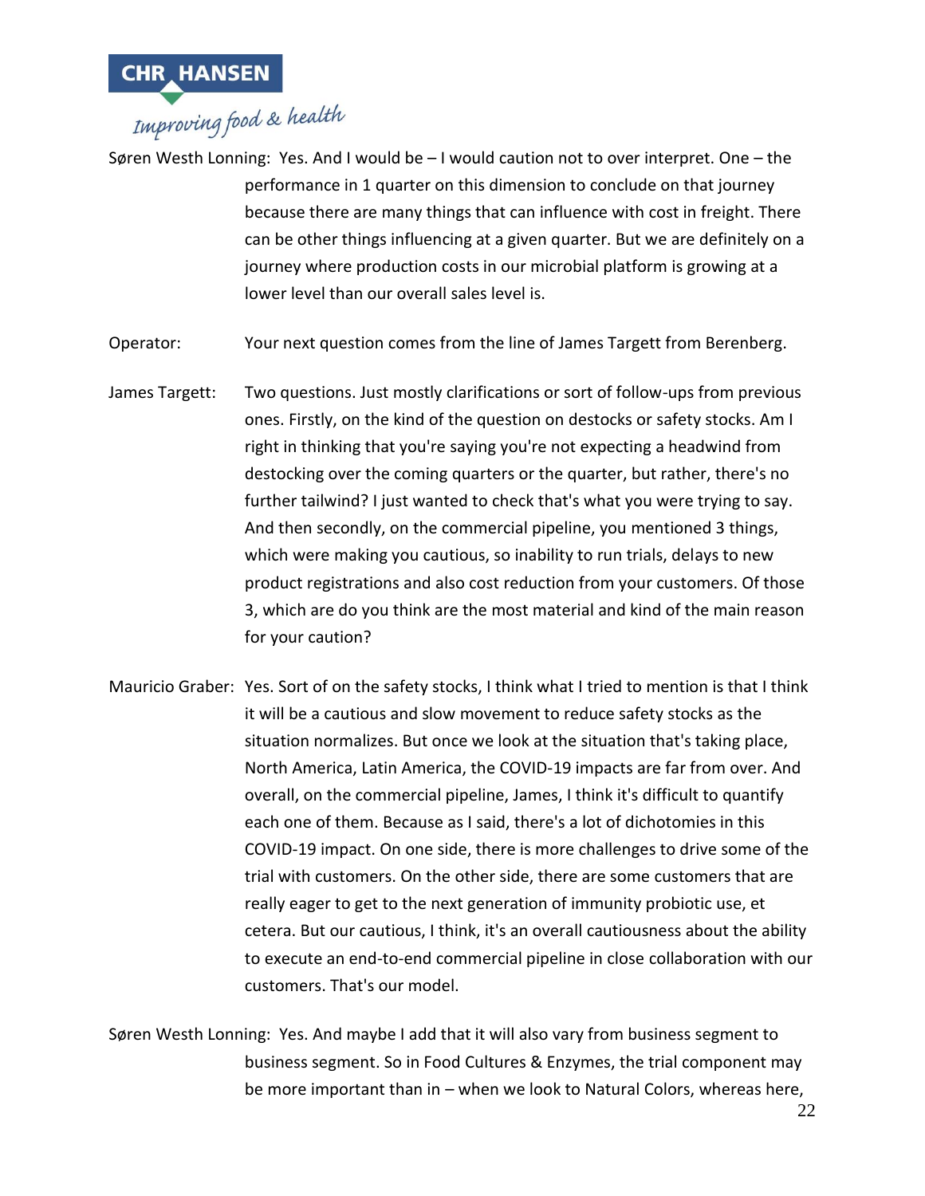Søren Westh Lonning: Yes. And I would be – I would caution not to over interpret. One – the performance in 1 quarter on this dimension to conclude on that journey because there are many things that can influence with cost in freight. There can be other things influencing at a given quarter. But we are definitely on a journey where production costs in our microbial platform is growing at a lower level than our overall sales level is.

Operator: Your next question comes from the line of James Targett from Berenberg.

James Targett: Two questions. Just mostly clarifications or sort of follow-ups from previous ones. Firstly, on the kind of the question on destocks or safety stocks. Am I right in thinking that you're saying you're not expecting a headwind from destocking over the coming quarters or the quarter, but rather, there's no further tailwind? I just wanted to check that's what you were trying to say. And then secondly, on the commercial pipeline, you mentioned 3 things, which were making you cautious, so inability to run trials, delays to new product registrations and also cost reduction from your customers. Of those 3, which are do you think are the most material and kind of the main reason for your caution?

Mauricio Graber: Yes. Sort of on the safety stocks, I think what I tried to mention is that I think it will be a cautious and slow movement to reduce safety stocks as the situation normalizes. But once we look at the situation that's taking place, North America, Latin America, the COVID-19 impacts are far from over. And overall, on the commercial pipeline, James, I think it's difficult to quantify each one of them. Because as I said, there's a lot of dichotomies in this COVID-19 impact. On one side, there is more challenges to drive some of the trial with customers. On the other side, there are some customers that are really eager to get to the next generation of immunity probiotic use, et cetera. But our cautious, I think, it's an overall cautiousness about the ability to execute an end-to-end commercial pipeline in close collaboration with our customers. That's our model.

Søren Westh Lonning: Yes. And maybe I add that it will also vary from business segment to business segment. So in Food Cultures & Enzymes, the trial component may be more important than in – when we look to Natural Colors, whereas here,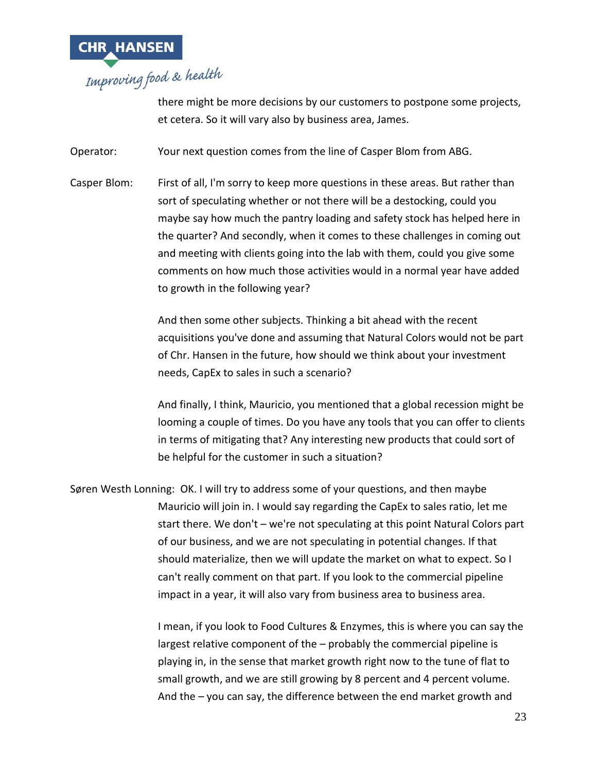there might be more decisions by our customers to postpone some projects, et cetera. So it will vary also by business area, James.

Operator: Your next question comes from the line of Casper Blom from ABG.

Casper Blom: First of all, I'm sorry to keep more questions in these areas. But rather than sort of speculating whether or not there will be a destocking, could you maybe say how much the pantry loading and safety stock has helped here in the quarter? And secondly, when it comes to these challenges in coming out and meeting with clients going into the lab with them, could you give some comments on how much those activities would in a normal year have added to growth in the following year?

And then some other subjects. Thinking a bit ahead with the recent acquisitions you've done and assuming that Natural Colors would not be part of Chr. Hansen in the future, how should we think about your investment needs, CapEx to sales in such a scenario?

And finally, I think, Mauricio, you mentioned that a global recession might be looming a couple of times. Do you have any tools that you can offer to clients in terms of mitigating that? Any interesting new products that could sort of be helpful for the customer in such a situation?

Søren Westh Lonning: OK. I will try to address some of your questions, and then maybe Mauricio will join in. I would say regarding the CapEx to sales ratio, let me start there. We don't – we're not speculating at this point Natural Colors part of our business, and we are not speculating in potential changes. If that should materialize, then we will update the market on what to expect. So I can't really comment on that part. If you look to the commercial pipeline impact in a year, it will also vary from business area to business area.

I mean, if you look to Food Cultures & Enzymes, this is where you can say the largest relative component of the – probably the commercial pipeline is playing in, in the sense that market growth right now to the tune of flat to small growth, and we are still growing by 8 percent and 4 percent volume. And the – you can say, the difference between the end market growth and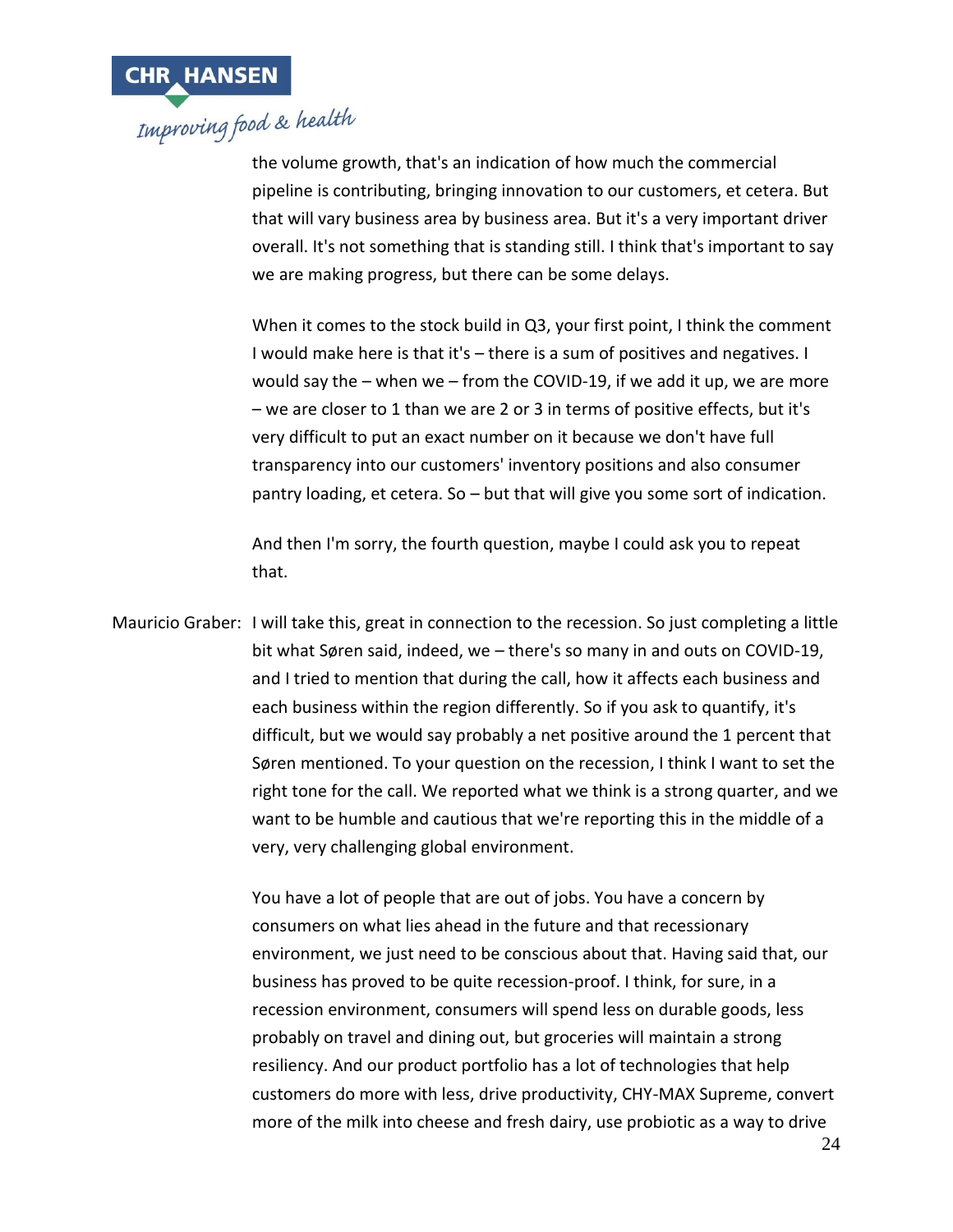the volume growth, that's an indication of how much the commercial pipeline is contributing, bringing innovation to our customers, et cetera. But that will vary business area by business area. But it's a very important driver overall. It's not something that is standing still. I think that's important to say we are making progress, but there can be some delays.

When it comes to the stock build in Q3, your first point, I think the comment I would make here is that it's – there is a sum of positives and negatives. I would say the – when we – from the COVID-19, if we add it up, we are more – we are closer to 1 than we are 2 or 3 in terms of positive effects, but it's very difficult to put an exact number on it because we don't have full transparency into our customers' inventory positions and also consumer pantry loading, et cetera. So – but that will give you some sort of indication.

And then I'm sorry, the fourth question, maybe I could ask you to repeat that.

Mauricio Graber: I will take this, great in connection to the recession. So just completing a little bit what Søren said, indeed, we – there's so many in and outs on COVID-19, and I tried to mention that during the call, how it affects each business and each business within the region differently. So if you ask to quantify, it's difficult, but we would say probably a net positive around the 1 percent that Søren mentioned. To your question on the recession, I think I want to set the right tone for the call. We reported what we think is a strong quarter, and we want to be humble and cautious that we're reporting this in the middle of a very, very challenging global environment.

You have a lot of people that are out of jobs. You have a concern by consumers on what lies ahead in the future and that recessionary environment, we just need to be conscious about that. Having said that, our business has proved to be quite recession-proof. I think, for sure, in a recession environment, consumers will spend less on durable goods, less probably on travel and dining out, but groceries will maintain a strong resiliency. And our product portfolio has a lot of technologies that help customers do more with less, drive productivity, CHY-MAX Supreme, convert more of the milk into cheese and fresh dairy, use probiotic as a way to drive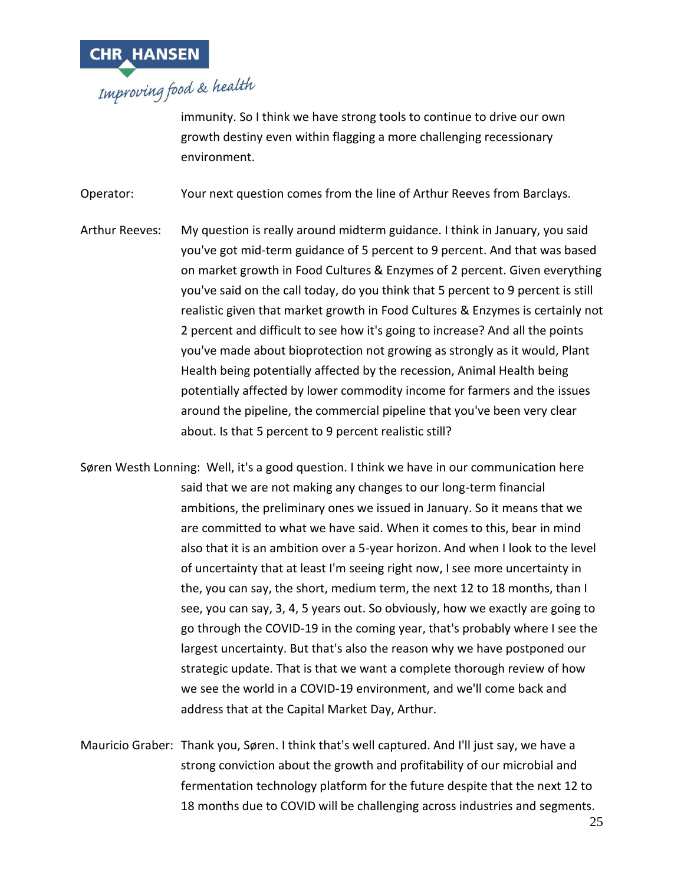immunity. So I think we have strong tools to continue to drive our own growth destiny even within flagging a more challenging recessionary environment.

Operator: Your next question comes from the line of Arthur Reeves from Barclays.

Arthur Reeves: My question is really around midterm guidance. I think in January, you said you've got mid-term guidance of 5 percent to 9 percent. And that was based on market growth in Food Cultures & Enzymes of 2 percent. Given everything you've said on the call today, do you think that 5 percent to 9 percent is still realistic given that market growth in Food Cultures & Enzymes is certainly not 2 percent and difficult to see how it's going to increase? And all the points you've made about bioprotection not growing as strongly as it would, Plant Health being potentially affected by the recession, Animal Health being potentially affected by lower commodity income for farmers and the issues around the pipeline, the commercial pipeline that you've been very clear about. Is that 5 percent to 9 percent realistic still?

Søren Westh Lonning: Well, it's a good question. I think we have in our communication here said that we are not making any changes to our long-term financial ambitions, the preliminary ones we issued in January. So it means that we are committed to what we have said. When it comes to this, bear in mind also that it is an ambition over a 5-year horizon. And when I look to the level of uncertainty that at least I'm seeing right now, I see more uncertainty in the, you can say, the short, medium term, the next 12 to 18 months, than I see, you can say, 3, 4, 5 years out. So obviously, how we exactly are going to go through the COVID-19 in the coming year, that's probably where I see the largest uncertainty. But that's also the reason why we have postponed our strategic update. That is that we want a complete thorough review of how we see the world in a COVID-19 environment, and we'll come back and address that at the Capital Market Day, Arthur.

Mauricio Graber: Thank you, Søren. I think that's well captured. And I'll just say, we have a strong conviction about the growth and profitability of our microbial and fermentation technology platform for the future despite that the next 12 to 18 months due to COVID will be challenging across industries and segments.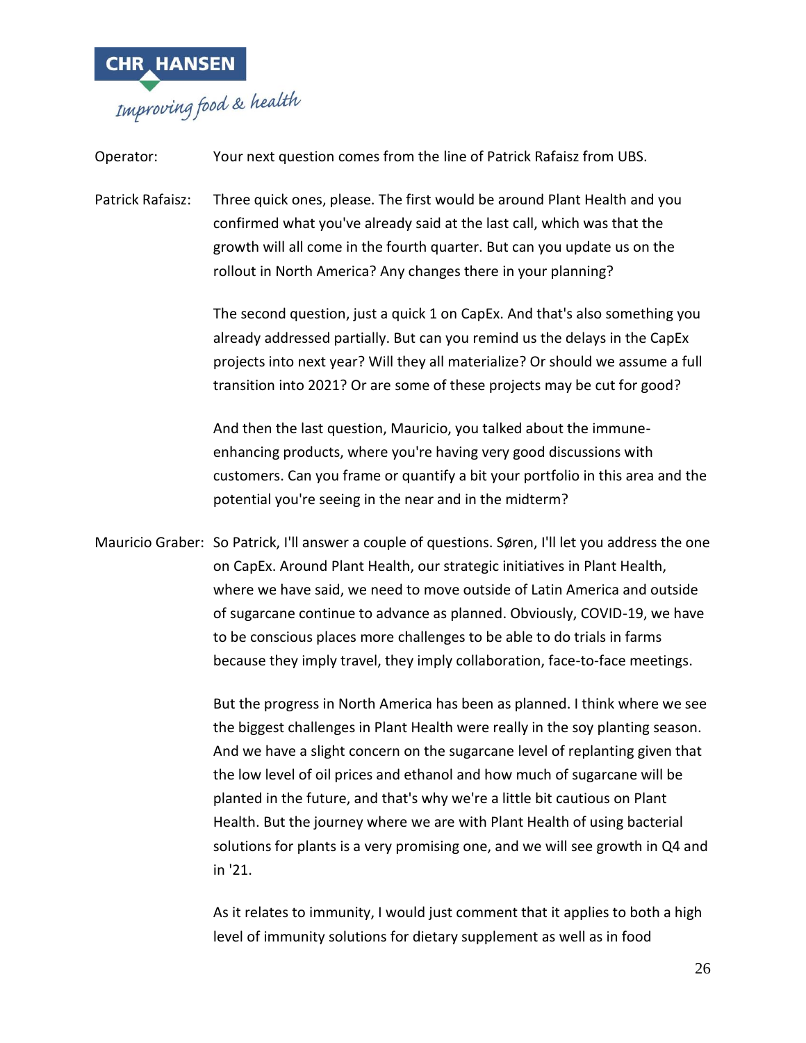Operator: Your next question comes from the line of Patrick Rafaisz from UBS.

Patrick Rafaisz: Three quick ones, please. The first would be around Plant Health and you confirmed what you've already said at the last call, which was that the growth will all come in the fourth quarter. But can you update us on the rollout in North America? Any changes there in your planning?

The second question, just a quick 1 on CapEx. And that's also something you already addressed partially. But can you remind us the delays in the CapEx projects into next year? Will they all materialize? Or should we assume a full transition into 2021? Or are some of these projects may be cut for good?

And then the last question, Mauricio, you talked about the immune-enhancing products, where you're having very good discussions with customers. Can you frame or quantify a bit your portfolio in this area and the potential you're seeing in the near and in the midterm?

Mauricio Graber: So Patrick, I'll answer a couple of questions. Søren, I'll let you address the one on CapEx. Around Plant Health, our strategic initiatives in Plant Health, where we have said, we need to move outside of Latin America and outside of sugarcane continue to advance as planned. Obviously, COVID-19, we have to be conscious places more challenges to be able to do trials in farms because they imply travel, they imply collaboration, face-to-face meetings.

But the progress in North America has been as planned. I think where we see the biggest challenges in Plant Health were really in the soy planting season. And we have a slight concern on the sugarcane level of replanting given that the low level of oil prices and ethanol and how much of sugarcane will be planted in the future, and that's why we're a little bit cautious on Plant Health. But the journey where we are with Plant Health of using bacterial solutions for plants is a very promising one, and we will see growth in Q4 and in '21.

As it relates to immunity, I would just comment that it applies to both a high level of immunity solutions for dietary supplement as well as in food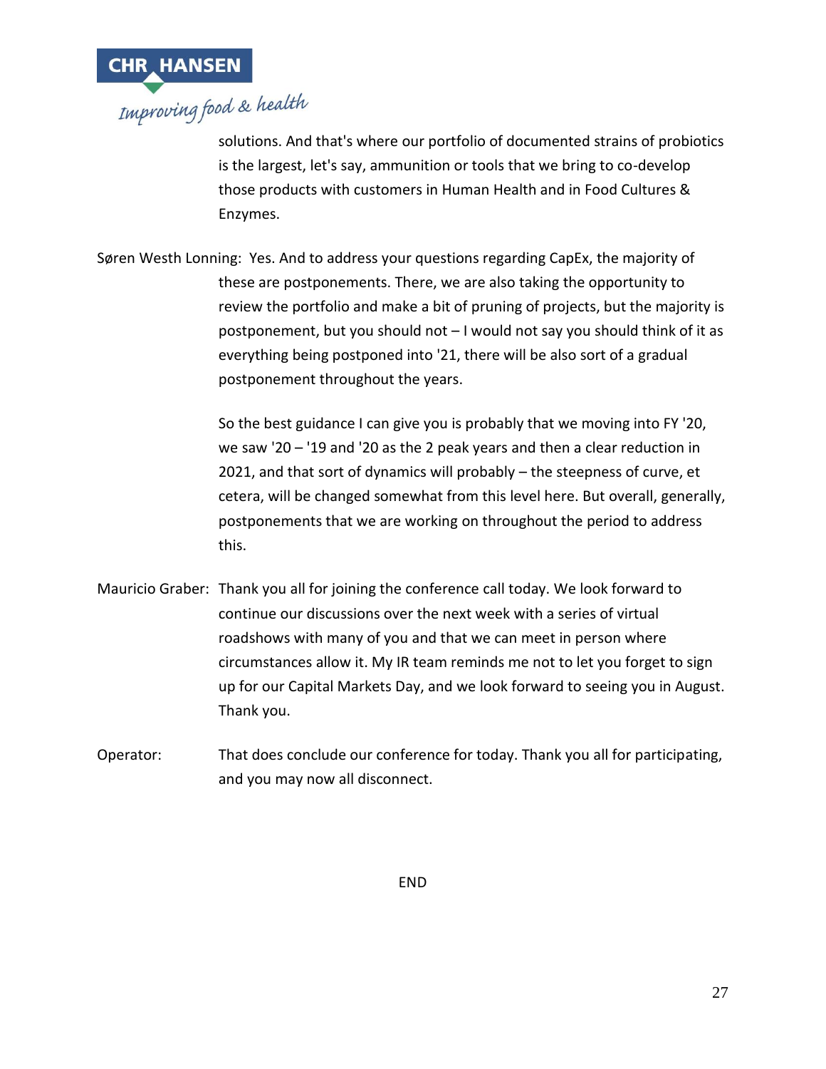solutions. And that's where our portfolio of documented strains of probiotics is the largest, let's say, ammunition or tools that we bring to co-develop those products with customers in Human Health and in Food Cultures & Enzymes.

Søren Westh Lonning: Yes. And to address your questions regarding CapEx, the majority of these are postponements. There, we are also taking the opportunity to review the portfolio and make a bit of pruning of projects, but the majority is postponement, but you should not – I would not say you should think of it as everything being postponed into '21, there will be also sort of a gradual postponement throughout the years.

So the best guidance I can give you is probably that we moving into FY '20, we saw '20 – '19 and '20 as the 2 peak years and then a clear reduction in 2021, and that sort of dynamics will probably – the steepness of curve, et cetera, will be changed somewhat from this level here. But overall, generally, postponements that we are working on throughout the period to address this.

Mauricio Graber: Thank you all for joining the conference call today. We look forward to continue our discussions over the next week with a series of virtual roadshows with many of you and that we can meet in person where circumstances allow it. My IR team reminds me not to let you forget to sign up for our Capital Markets Day, and we look forward to seeing you in August. Thank you.

Operator: That does conclude our conference for today. Thank you all for participating, and you may now all disconnect.

END